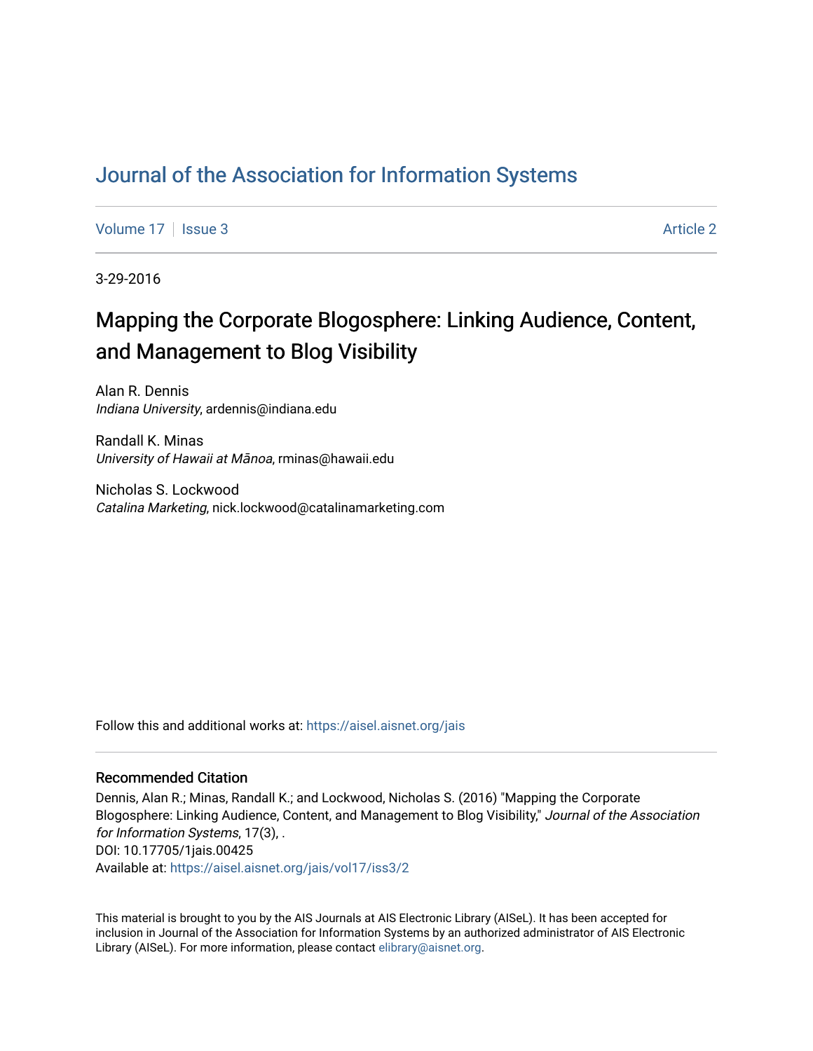# Journal of the Association for Information Systems

Volume 17 | Issue 3 | Article 2

3-29-2016

## Mapping the Corporate Blogosphere: Linking Audience, Content, and Management to Blog Visibility

Alan R. Dennis
*Indiana University*, ardennis@indiana.edu

Randall K. Minas
*University of Hawaii at Mānoa*, rminas@hawaii.edu

Nicholas S. Lockwood
*Catalina Marketing*, nick.lockwood@catalinamarketing.com

Follow this and additional works at: https://aisel.aisnet.org/jais

### Recommended Citation

Dennis, Alan R.; Minas, Randall K.; and Lockwood, Nicholas S. (2016) "Mapping the Corporate Blogosphere: Linking Audience, Content, and Management to Blog Visibility," *Journal of the Association for Information Systems*, 17(3), .
DOI: 10.17705/1jais.00425
Available at: https://aisel.aisnet.org/jais/vol17/iss3/2

This material is brought to you by the AIS Journals at AIS Electronic Library (AISeL). It has been accepted for inclusion in Journal of the Association for Information Systems by an authorized administrator of AIS Electronic Library (AISeL). For more information, please contact elibrary@aisnet.org.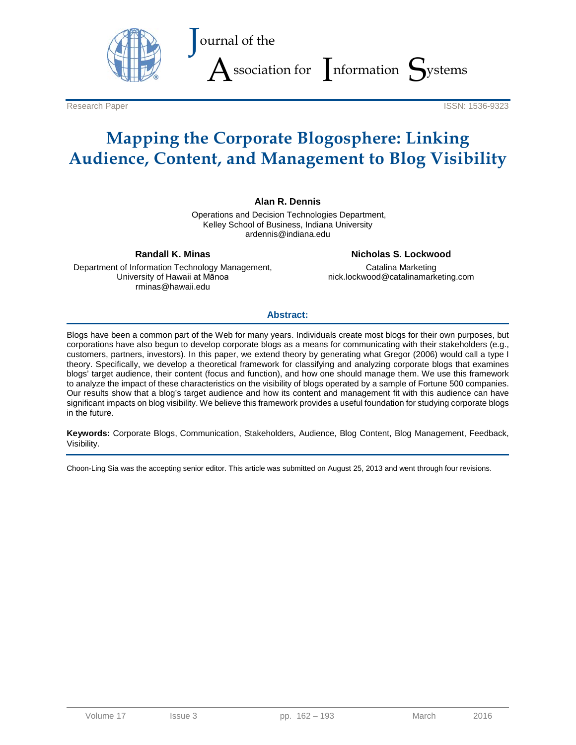Research Paper ISSN: 1536-9323

# Mapping the Corporate Blogosphere: Linking Audience, Content, and Management to Blog Visibility

**Alan R. Dennis**

Operations and Decision Technologies Department,
Kelley School of Business, Indiana University
ardennis@indiana.edu

**Randall K. Minas**

Department of Information Technology Management,
University of Hawaii at Mānoa
rminas@hawaii.edu

**Nicholas S. Lockwood**

Catalina Marketing
nick.lockwood@catalinamarketing.com

### Abstract:

Blogs have been a common part of the Web for many years. Individuals create most blogs for their own purposes, but corporations have also begun to develop corporate blogs as a means for communicating with their stakeholders (e.g., customers, partners, investors). In this paper, we extend theory by generating what Gregor (2006) would call a type I theory. Specifically, we develop a theoretical framework for classifying and analyzing corporate blogs that examines blogs' target audience, their content (focus and function), and how one should manage them. We use this framework to analyze the impact of these characteristics on the visibility of blogs operated by a sample of Fortune 500 companies. Our results show that a blog's target audience and how its content and management fit with this audience can have significant impacts on blog visibility. We believe this framework provides a useful foundation for studying corporate blogs in the future.

**Keywords:** Corporate Blogs, Communication, Stakeholders, Audience, Blog Content, Blog Management, Feedback, Visibility.

Choon-Ling Sia was the accepting senior editor. This article was submitted on August 25, 2013 and went through four revisions.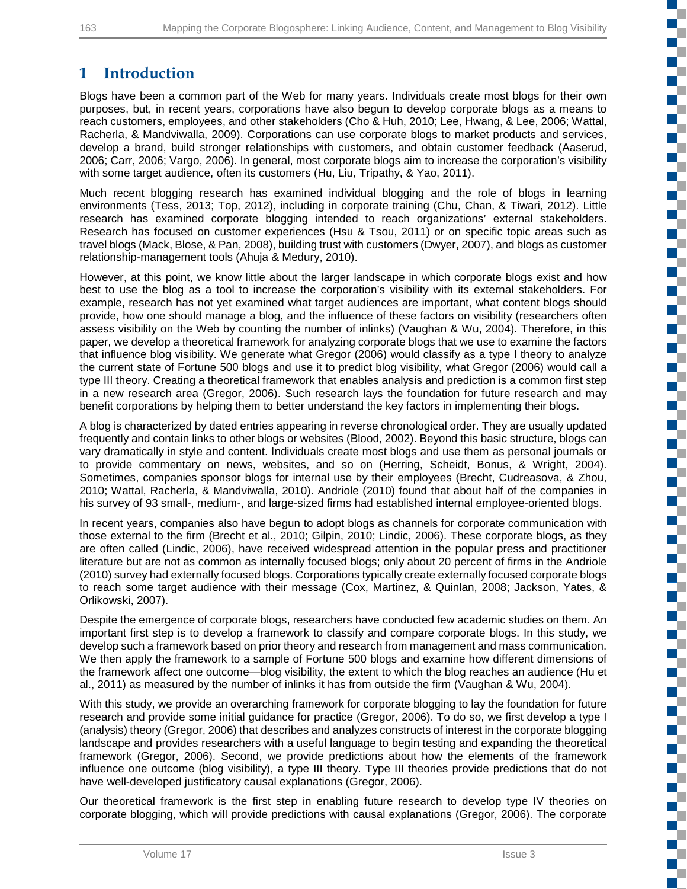# 1 Introduction

Blogs have been a common part of the Web for many years. Individuals create most blogs for their own purposes, but, in recent years, corporations have also begun to develop corporate blogs as a means to reach customers, employees, and other stakeholders (Cho & Huh, 2010; Lee, Hwang, & Lee, 2006; Wattal, Racherla, & Mandviwalla, 2009). Corporations can use corporate blogs to market products and services, develop a brand, build stronger relationships with customers, and obtain customer feedback (Aaserud, 2006; Carr, 2006; Vargo, 2006). In general, most corporate blogs aim to increase the corporation's visibility with some target audience, often its customers (Hu, Liu, Tripathy, & Yao, 2011).

Much recent blogging research has examined individual blogging and the role of blogs in learning environments (Tess, 2013; Top, 2012), including in corporate training (Chu, Chan, & Tiwari, 2012). Little research has examined corporate blogging intended to reach organizations' external stakeholders. Research has focused on customer experiences (Hsu & Tsou, 2011) or on specific topic areas such as travel blogs (Mack, Blose, & Pan, 2008), building trust with customers (Dwyer, 2007), and blogs as customer relationship-management tools (Ahuja & Medury, 2010).

However, at this point, we know little about the larger landscape in which corporate blogs exist and how best to use the blog as a tool to increase the corporation's visibility with its external stakeholders. For example, research has not yet examined what target audiences are important, what content blogs should provide, how one should manage a blog, and the influence of these factors on visibility (researchers often assess visibility on the Web by counting the number of inlinks) (Vaughan & Wu, 2004). Therefore, in this paper, we develop a theoretical framework for analyzing corporate blogs that we use to examine the factors that influence blog visibility. We generate what Gregor (2006) would classify as a type I theory to analyze the current state of Fortune 500 blogs and use it to predict blog visibility, what Gregor (2006) would call a type III theory. Creating a theoretical framework that enables analysis and prediction is a common first step in a new research area (Gregor, 2006). Such research lays the foundation for future research and may benefit corporations by helping them to better understand the key factors in implementing their blogs.

A blog is characterized by dated entries appearing in reverse chronological order. They are usually updated frequently and contain links to other blogs or websites (Blood, 2002). Beyond this basic structure, blogs can vary dramatically in style and content. Individuals create most blogs and use them as personal journals or to provide commentary on news, websites, and so on (Herring, Scheidt, Bonus, & Wright, 2004). Sometimes, companies sponsor blogs for internal use by their employees (Brecht, Cudreasova, & Zhou, 2010; Wattal, Racherla, & Mandviwalla, 2010). Andriole (2010) found that about half of the companies in his survey of 93 small-, medium-, and large-sized firms had established internal employee-oriented blogs.

In recent years, companies also have begun to adopt blogs as channels for corporate communication with those external to the firm (Brecht et al., 2010; Gilpin, 2010; Lindic, 2006). These corporate blogs, as they are often called (Lindic, 2006), have received widespread attention in the popular press and practitioner literature but are not as common as internally focused blogs; only about 20 percent of firms in the Andriole (2010) survey had externally focused blogs. Corporations typically create externally focused corporate blogs to reach some target audience with their message (Cox, Martinez, & Quinlan, 2008; Jackson, Yates, & Orlikowski, 2007).

Despite the emergence of corporate blogs, researchers have conducted few academic studies on them. An important first step is to develop a framework to classify and compare corporate blogs. In this study, we develop such a framework based on prior theory and research from management and mass communication. We then apply the framework to a sample of Fortune 500 blogs and examine how different dimensions of the framework affect one outcome—blog visibility, the extent to which the blog reaches an audience (Hu et al., 2011) as measured by the number of inlinks it has from outside the firm (Vaughan & Wu, 2004).

With this study, we provide an overarching framework for corporate blogging to lay the foundation for future research and provide some initial guidance for practice (Gregor, 2006). To do so, we first develop a type I (analysis) theory (Gregor, 2006) that describes and analyzes constructs of interest in the corporate blogging landscape and provides researchers with a useful language to begin testing and expanding the theoretical framework (Gregor, 2006). Second, we provide predictions about how the elements of the framework influence one outcome (blog visibility), a type III theory. Type III theories provide predictions that do not have well-developed justificatory causal explanations (Gregor, 2006).

Our theoretical framework is the first step in enabling future research to develop type IV theories on corporate blogging, which will provide predictions with causal explanations (Gregor, 2006). The corporate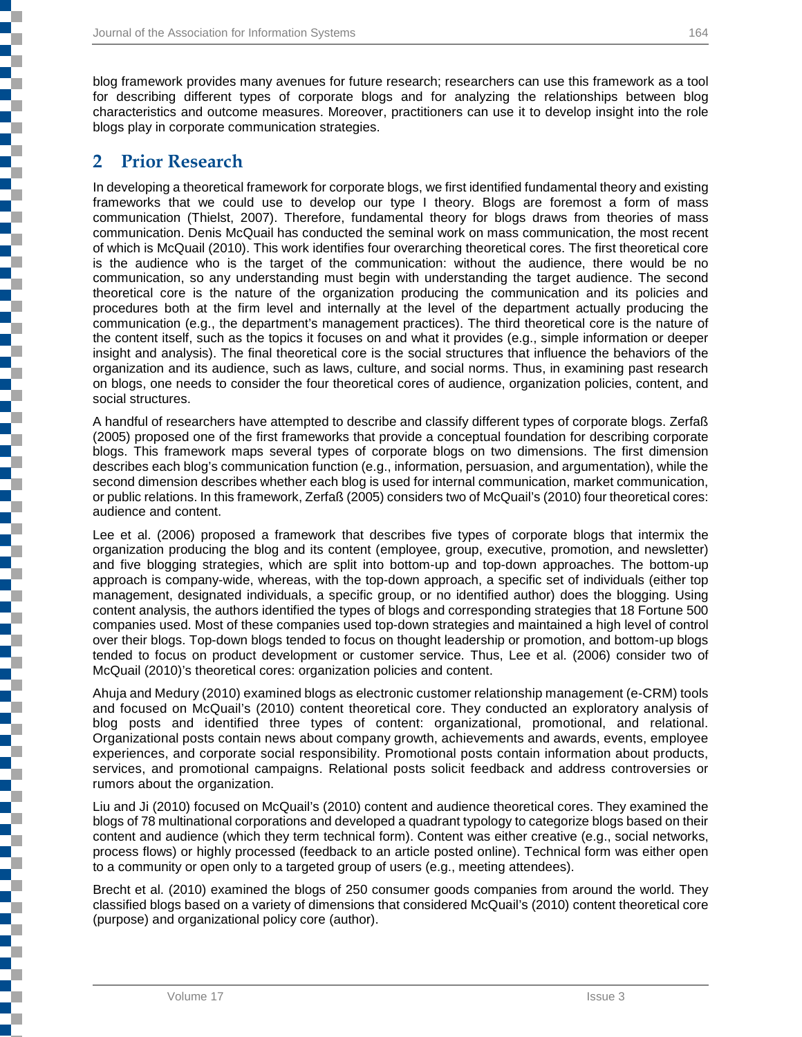blog framework provides many avenues for future research; researchers can use this framework as a tool for describing different types of corporate blogs and for analyzing the relationships between blog characteristics and outcome measures. Moreover, practitioners can use it to develop insight into the role blogs play in corporate communication strategies.

# 2 Prior Research

In developing a theoretical framework for corporate blogs, we first identified fundamental theory and existing frameworks that we could use to develop our type I theory. Blogs are foremost a form of mass communication (Thielst, 2007). Therefore, fundamental theory for blogs draws from theories of mass communication. Denis McQuail has conducted the seminal work on mass communication, the most recent of which is McQuail (2010). This work identifies four overarching theoretical cores. The first theoretical core is the audience who is the target of the communication: without the audience, there would be no communication, so any understanding must begin with understanding the target audience. The second theoretical core is the nature of the organization producing the communication and its policies and procedures both at the firm level and internally at the level of the department actually producing the communication (e.g., the department's management practices). The third theoretical core is the nature of the content itself, such as the topics it focuses on and what it provides (e.g., simple information or deeper insight and analysis). The final theoretical core is the social structures that influence the behaviors of the organization and its audience, such as laws, culture, and social norms. Thus, in examining past research on blogs, one needs to consider the four theoretical cores of audience, organization policies, content, and social structures.

A handful of researchers have attempted to describe and classify different types of corporate blogs. Zerfaß (2005) proposed one of the first frameworks that provide a conceptual foundation for describing corporate blogs. This framework maps several types of corporate blogs on two dimensions. The first dimension describes each blog's communication function (e.g., information, persuasion, and argumentation), while the second dimension describes whether each blog is used for internal communication, market communication, or public relations. In this framework, Zerfaß (2005) considers two of McQuail's (2010) four theoretical cores: audience and content.

Lee et al. (2006) proposed a framework that describes five types of corporate blogs that intermix the organization producing the blog and its content (employee, group, executive, promotion, and newsletter) and five blogging strategies, which are split into bottom-up and top-down approaches. The bottom-up approach is company-wide, whereas, with the top-down approach, a specific set of individuals (either top management, designated individuals, a specific group, or no identified author) does the blogging. Using content analysis, the authors identified the types of blogs and corresponding strategies that 18 Fortune 500 companies used. Most of these companies used top-down strategies and maintained a high level of control over their blogs. Top-down blogs tended to focus on thought leadership or promotion, and bottom-up blogs tended to focus on product development or customer service. Thus, Lee et al. (2006) consider two of McQuail (2010)'s theoretical cores: organization policies and content.

Ahuja and Medury (2010) examined blogs as electronic customer relationship management (e-CRM) tools and focused on McQuail's (2010) content theoretical core. They conducted an exploratory analysis of blog posts and identified three types of content: organizational, promotional, and relational. Organizational posts contain news about company growth, achievements and awards, events, employee experiences, and corporate social responsibility. Promotional posts contain information about products, services, and promotional campaigns. Relational posts solicit feedback and address controversies or rumors about the organization.

Liu and Ji (2010) focused on McQuail's (2010) content and audience theoretical cores. They examined the blogs of 78 multinational corporations and developed a quadrant typology to categorize blogs based on their content and audience (which they term technical form). Content was either creative (e.g., social networks, process flows) or highly processed (feedback to an article posted online). Technical form was either open to a community or open only to a targeted group of users (e.g., meeting attendees).

Brecht et al. (2010) examined the blogs of 250 consumer goods companies from around the world. They classified blogs based on a variety of dimensions that considered McQuail's (2010) content theoretical core (purpose) and organizational policy core (author).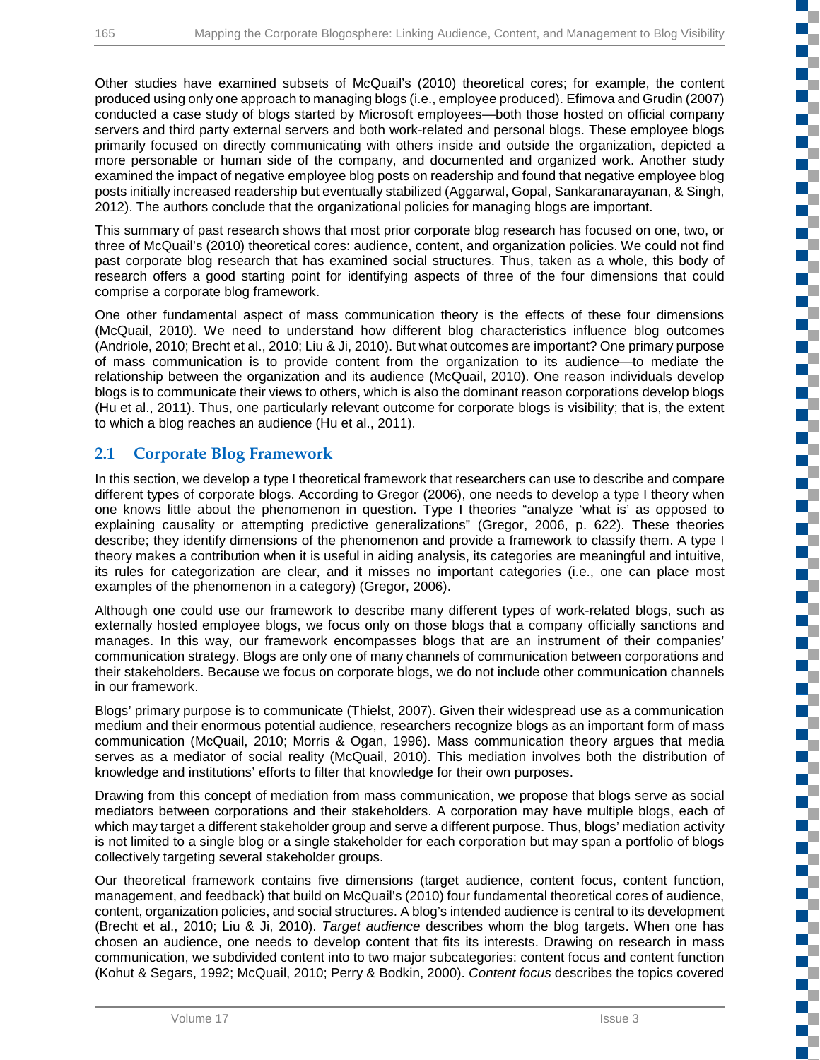Other studies have examined subsets of McQuail's (2010) theoretical cores; for example, the content produced using only one approach to managing blogs (i.e., employee produced). Efimova and Grudin (2007) conducted a case study of blogs started by Microsoft employees—both those hosted on official company servers and third party external servers and both work-related and personal blogs. These employee blogs primarily focused on directly communicating with others inside and outside the organization, depicted a more personable or human side of the company, and documented and organized work. Another study examined the impact of negative employee blog posts on readership and found that negative employee blog posts initially increased readership but eventually stabilized (Aggarwal, Gopal, Sankaranarayanan, & Singh, 2012). The authors conclude that the organizational policies for managing blogs are important.

This summary of past research shows that most prior corporate blog research has focused on one, two, or three of McQuail's (2010) theoretical cores: audience, content, and organization policies. We could not find past corporate blog research that has examined social structures. Thus, taken as a whole, this body of research offers a good starting point for identifying aspects of three of the four dimensions that could comprise a corporate blog framework.

One other fundamental aspect of mass communication theory is the effects of these four dimensions (McQuail, 2010). We need to understand how different blog characteristics influence blog outcomes (Andriole, 2010; Brecht et al., 2010; Liu & Ji, 2010). But what outcomes are important? One primary purpose of mass communication is to provide content from the organization to its audience—to mediate the relationship between the organization and its audience (McQuail, 2010). One reason individuals develop blogs is to communicate their views to others, which is also the dominant reason corporations develop blogs (Hu et al., 2011). Thus, one particularly relevant outcome for corporate blogs is visibility; that is, the extent to which a blog reaches an audience (Hu et al., 2011).

## 2.1 Corporate Blog Framework

In this section, we develop a type I theoretical framework that researchers can use to describe and compare different types of corporate blogs. According to Gregor (2006), one needs to develop a type I theory when one knows little about the phenomenon in question. Type I theories "analyze 'what is' as opposed to explaining causality or attempting predictive generalizations" (Gregor, 2006, p. 622). These theories describe; they identify dimensions of the phenomenon and provide a framework to classify them. A type I theory makes a contribution when it is useful in aiding analysis, its categories are meaningful and intuitive, its rules for categorization are clear, and it misses no important categories (i.e., one can place most examples of the phenomenon in a category) (Gregor, 2006).

Although one could use our framework to describe many different types of work-related blogs, such as externally hosted employee blogs, we focus only on those blogs that a company officially sanctions and manages. In this way, our framework encompasses blogs that are an instrument of their companies' communication strategy. Blogs are only one of many channels of communication between corporations and their stakeholders. Because we focus on corporate blogs, we do not include other communication channels in our framework.

Blogs' primary purpose is to communicate (Thielst, 2007). Given their widespread use as a communication medium and their enormous potential audience, researchers recognize blogs as an important form of mass communication (McQuail, 2010; Morris & Ogan, 1996). Mass communication theory argues that media serves as a mediator of social reality (McQuail, 2010). This mediation involves both the distribution of knowledge and institutions' efforts to filter that knowledge for their own purposes.

Drawing from this concept of mediation from mass communication, we propose that blogs serve as social mediators between corporations and their stakeholders. A corporation may have multiple blogs, each of which may target a different stakeholder group and serve a different purpose. Thus, blogs' mediation activity is not limited to a single blog or a single stakeholder for each corporation but may span a portfolio of blogs collectively targeting several stakeholder groups.

Our theoretical framework contains five dimensions (target audience, content focus, content function, management, and feedback) that build on McQuail's (2010) four fundamental theoretical cores of audience, content, organization policies, and social structures. A blog's intended audience is central to its development (Brecht et al., 2010; Liu & Ji, 2010). *Target audience* describes whom the blog targets. When one has chosen an audience, one needs to develop content that fits its interests. Drawing on research in mass communication, we subdivided content into to two major subcategories: content focus and content function (Kohut & Segars, 1992; McQuail, 2010; Perry & Bodkin, 2000). *Content focus* describes the topics covered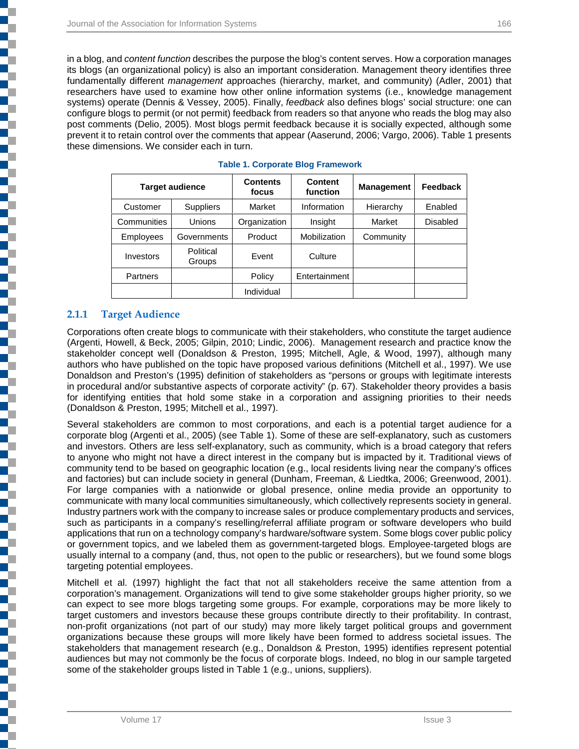in a blog, and *content function* describes the purpose the blog's content serves. How a corporation manages its blogs (an organizational policy) is also an important consideration. Management theory identifies three fundamentally different *management* approaches (hierarchy, market, and community) (Adler, 2001) that researchers have used to examine how other online information systems (i.e., knowledge management systems) operate (Dennis & Vessey, 2005). Finally, *feedback* also defines blogs' social structure: one can configure blogs to permit (or not permit) feedback from readers so that anyone who reads the blog may also post comments (Delio, 2005). Most blogs permit feedback because it is socially expected, although some prevent it to retain control over the comments that appear (Aaserund, 2006; Vargo, 2006). Table 1 presents these dimensions. We consider each in turn.

**Table 1. Corporate Blog Framework**

| Target audience | | Contents focus | Content function | Management | Feedback |
|---|---|---|---|---|---|
| Customer | Suppliers | Market | Information | Hierarchy | Enabled |
| Communities | Unions | Organization | Insight | Market | Disabled |
| Employees | Governments | Product | Mobilization | Community | |
| Investors | Political Groups | Event | Culture | | |
| Partners | | Policy | Entertainment | | |
| | | Individual | | | |

### 2.1.1 Target Audience

Corporations often create blogs to communicate with their stakeholders, who constitute the target audience (Argenti, Howell, & Beck, 2005; Gilpin, 2010; Lindic, 2006). Management research and practice know the stakeholder concept well (Donaldson & Preston, 1995; Mitchell, Agle, & Wood, 1997), although many authors who have published on the topic have proposed various definitions (Mitchell et al., 1997). We use Donaldson and Preston's (1995) definition of stakeholders as "persons or groups with legitimate interests in procedural and/or substantive aspects of corporate activity" (p. 67). Stakeholder theory provides a basis for identifying entities that hold some stake in a corporation and assigning priorities to their needs (Donaldson & Preston, 1995; Mitchell et al., 1997).

Several stakeholders are common to most corporations, and each is a potential target audience for a corporate blog (Argenti et al., 2005) (see Table 1). Some of these are self-explanatory, such as customers and investors. Others are less self-explanatory, such as community, which is a broad category that refers to anyone who might not have a direct interest in the company but is impacted by it. Traditional views of community tend to be based on geographic location (e.g., local residents living near the company's offices and factories) but can include society in general (Dunham, Freeman, & Liedtka, 2006; Greenwood, 2001). For large companies with a nationwide or global presence, online media provide an opportunity to communicate with many local communities simultaneously, which collectively represents society in general. Industry partners work with the company to increase sales or produce complementary products and services, such as participants in a company's reselling/referral affiliate program or software developers who build applications that run on a technology company's hardware/software system. Some blogs cover public policy or government topics, and we labeled them as government-targeted blogs. Employee-targeted blogs are usually internal to a company (and, thus, not open to the public or researchers), but we found some blogs targeting potential employees.

Mitchell et al. (1997) highlight the fact that not all stakeholders receive the same attention from a corporation's management. Organizations will tend to give some stakeholder groups higher priority, so we can expect to see more blogs targeting some groups. For example, corporations may be more likely to target customers and investors because these groups contribute directly to their profitability. In contrast, non-profit organizations (not part of our study) may more likely target political groups and government organizations because these groups will more likely have been formed to address societal issues. The stakeholders that management research (e.g., Donaldson & Preston, 1995) identifies represent potential audiences but may not commonly be the focus of corporate blogs. Indeed, no blog in our sample targeted some of the stakeholder groups listed in Table 1 (e.g., unions, suppliers).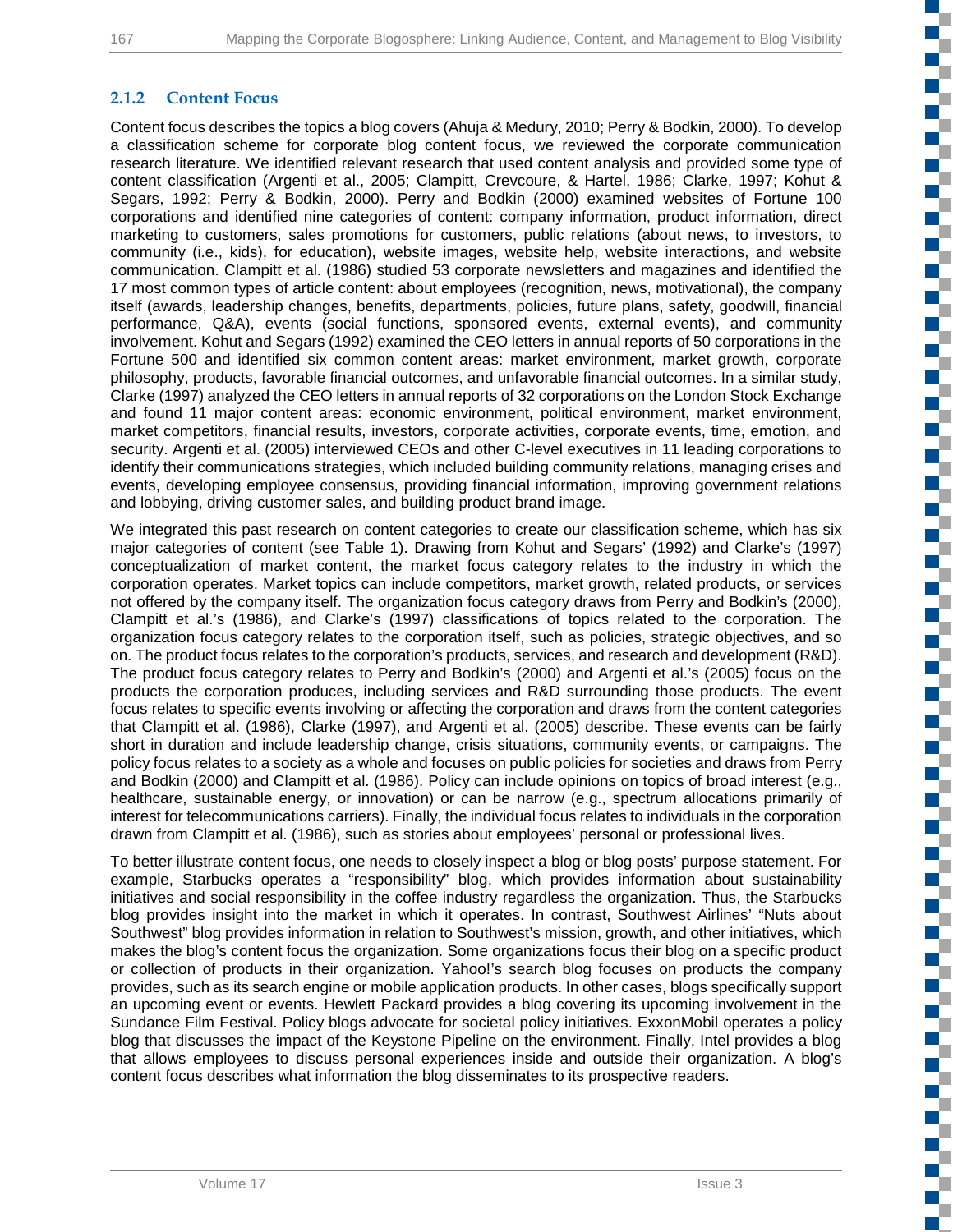### 2.1.2 Content Focus

Content focus describes the topics a blog covers (Ahuja & Medury, 2010; Perry & Bodkin, 2000). To develop a classification scheme for corporate blog content focus, we reviewed the corporate communication research literature. We identified relevant research that used content analysis and provided some type of content classification (Argenti et al., 2005; Clampitt, Crevcoure, & Hartel, 1986; Clarke, 1997; Kohut & Segars, 1992; Perry & Bodkin, 2000). Perry and Bodkin (2000) examined websites of Fortune 100 corporations and identified nine categories of content: company information, product information, direct marketing to customers, sales promotions for customers, public relations (about news, to investors, to community (i.e., kids), for education), website images, website help, website interactions, and website communication. Clampitt et al. (1986) studied 53 corporate newsletters and magazines and identified the 17 most common types of article content: about employees (recognition, news, motivational), the company itself (awards, leadership changes, benefits, departments, policies, future plans, safety, goodwill, financial performance, Q&A), events (social functions, sponsored events, external events), and community involvement. Kohut and Segars (1992) examined the CEO letters in annual reports of 50 corporations in the Fortune 500 and identified six common content areas: market environment, market growth, corporate philosophy, products, favorable financial outcomes, and unfavorable financial outcomes. In a similar study, Clarke (1997) analyzed the CEO letters in annual reports of 32 corporations on the London Stock Exchange and found 11 major content areas: economic environment, political environment, market environment, market competitors, financial results, investors, corporate activities, corporate events, time, emotion, and security. Argenti et al. (2005) interviewed CEOs and other C-level executives in 11 leading corporations to identify their communications strategies, which included building community relations, managing crises and events, developing employee consensus, providing financial information, improving government relations and lobbying, driving customer sales, and building product brand image.

We integrated this past research on content categories to create our classification scheme, which has six major categories of content (see Table 1). Drawing from Kohut and Segars' (1992) and Clarke's (1997) conceptualization of market content, the market focus category relates to the industry in which the corporation operates. Market topics can include competitors, market growth, related products, or services not offered by the company itself. The organization focus category draws from Perry and Bodkin's (2000), Clampitt et al.'s (1986), and Clarke's (1997) classifications of topics related to the corporation. The organization focus category relates to the corporation itself, such as policies, strategic objectives, and so on. The product focus relates to the corporation's products, services, and research and development (R&D). The product focus category relates to Perry and Bodkin's (2000) and Argenti et al.'s (2005) focus on the products the corporation produces, including services and R&D surrounding those products. The event focus relates to specific events involving or affecting the corporation and draws from the content categories that Clampitt et al. (1986), Clarke (1997), and Argenti et al. (2005) describe. These events can be fairly short in duration and include leadership change, crisis situations, community events, or campaigns. The policy focus relates to a society as a whole and focuses on public policies for societies and draws from Perry and Bodkin (2000) and Clampitt et al. (1986). Policy can include opinions on topics of broad interest (e.g., healthcare, sustainable energy, or innovation) or can be narrow (e.g., spectrum allocations primarily of interest for telecommunications carriers). Finally, the individual focus relates to individuals in the corporation drawn from Clampitt et al. (1986), such as stories about employees' personal or professional lives.

To better illustrate content focus, one needs to closely inspect a blog or blog posts' purpose statement. For example, Starbucks operates a "responsibility" blog, which provides information about sustainability initiatives and social responsibility in the coffee industry regardless the organization. Thus, the Starbucks blog provides insight into the market in which it operates. In contrast, Southwest Airlines' "Nuts about Southwest" blog provides information in relation to Southwest's mission, growth, and other initiatives, which makes the blog's content focus the organization. Some organizations focus their blog on a specific product or collection of products in their organization. Yahoo!'s search blog focuses on products the company provides, such as its search engine or mobile application products. In other cases, blogs specifically support an upcoming event or events. Hewlett Packard provides a blog covering its upcoming involvement in the Sundance Film Festival. Policy blogs advocate for societal policy initiatives. ExxonMobil operates a policy blog that discusses the impact of the Keystone Pipeline on the environment. Finally, Intel provides a blog that allows employees to discuss personal experiences inside and outside their organization. A blog's content focus describes what information the blog disseminates to its prospective readers.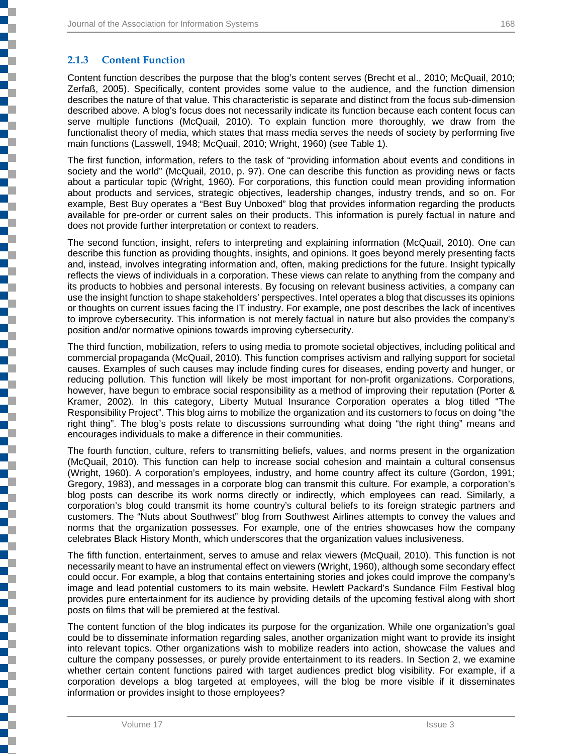### 2.1.3 Content Function

Content function describes the purpose that the blog's content serves (Brecht et al., 2010; McQuail, 2010; Zerfaß, 2005). Specifically, content provides some value to the audience, and the function dimension describes the nature of that value. This characteristic is separate and distinct from the focus sub-dimension described above. A blog's focus does not necessarily indicate its function because each content focus can serve multiple functions (McQuail, 2010). To explain function more thoroughly, we draw from the functionalist theory of media, which states that mass media serves the needs of society by performing five main functions (Lasswell, 1948; McQuail, 2010; Wright, 1960) (see Table 1).

The first function, information, refers to the task of "providing information about events and conditions in society and the world" (McQuail, 2010, p. 97). One can describe this function as providing news or facts about a particular topic (Wright, 1960). For corporations, this function could mean providing information about products and services, strategic objectives, leadership changes, industry trends, and so on. For example, Best Buy operates a "Best Buy Unboxed" blog that provides information regarding the products available for pre-order or current sales on their products. This information is purely factual in nature and does not provide further interpretation or context to readers.

The second function, insight, refers to interpreting and explaining information (McQuail, 2010). One can describe this function as providing thoughts, insights, and opinions. It goes beyond merely presenting facts and, instead, involves integrating information and, often, making predictions for the future. Insight typically reflects the views of individuals in a corporation. These views can relate to anything from the company and its products to hobbies and personal interests. By focusing on relevant business activities, a company can use the insight function to shape stakeholders' perspectives. Intel operates a blog that discusses its opinions or thoughts on current issues facing the IT industry. For example, one post describes the lack of incentives to improve cybersecurity. This information is not merely factual in nature but also provides the company's position and/or normative opinions towards improving cybersecurity.

The third function, mobilization, refers to using media to promote societal objectives, including political and commercial propaganda (McQuail, 2010). This function comprises activism and rallying support for societal causes. Examples of such causes may include finding cures for diseases, ending poverty and hunger, or reducing pollution. This function will likely be most important for non-profit organizations. Corporations, however, have begun to embrace social responsibility as a method of improving their reputation (Porter & Kramer, 2002). In this category, Liberty Mutual Insurance Corporation operates a blog titled "The Responsibility Project". This blog aims to mobilize the organization and its customers to focus on doing "the right thing". The blog's posts relate to discussions surrounding what doing "the right thing" means and encourages individuals to make a difference in their communities.

The fourth function, culture, refers to transmitting beliefs, values, and norms present in the organization (McQuail, 2010). This function can help to increase social cohesion and maintain a cultural consensus (Wright, 1960). A corporation's employees, industry, and home country affect its culture (Gordon, 1991; Gregory, 1983), and messages in a corporate blog can transmit this culture. For example, a corporation's blog posts can describe its work norms directly or indirectly, which employees can read. Similarly, a corporation's blog could transmit its home country's cultural beliefs to its foreign strategic partners and customers. The "Nuts about Southwest" blog from Southwest Airlines attempts to convey the values and norms that the organization possesses. For example, one of the entries showcases how the company celebrates Black History Month, which underscores that the organization values inclusiveness.

The fifth function, entertainment, serves to amuse and relax viewers (McQuail, 2010). This function is not necessarily meant to have an instrumental effect on viewers (Wright, 1960), although some secondary effect could occur. For example, a blog that contains entertaining stories and jokes could improve the company's image and lead potential customers to its main website. Hewlett Packard's Sundance Film Festival blog provides pure entertainment for its audience by providing details of the upcoming festival along with short posts on films that will be premiered at the festival.

The content function of the blog indicates its purpose for the organization. While one organization's goal could be to disseminate information regarding sales, another organization might want to provide its insight into relevant topics. Other organizations wish to mobilize readers into action, showcase the values and culture the company possesses, or purely provide entertainment to its readers. In Section 2, we examine whether certain content functions paired with target audiences predict blog visibility. For example, if a corporation develops a blog targeted at employees, will the blog be more visible if it disseminates information or provides insight to those employees?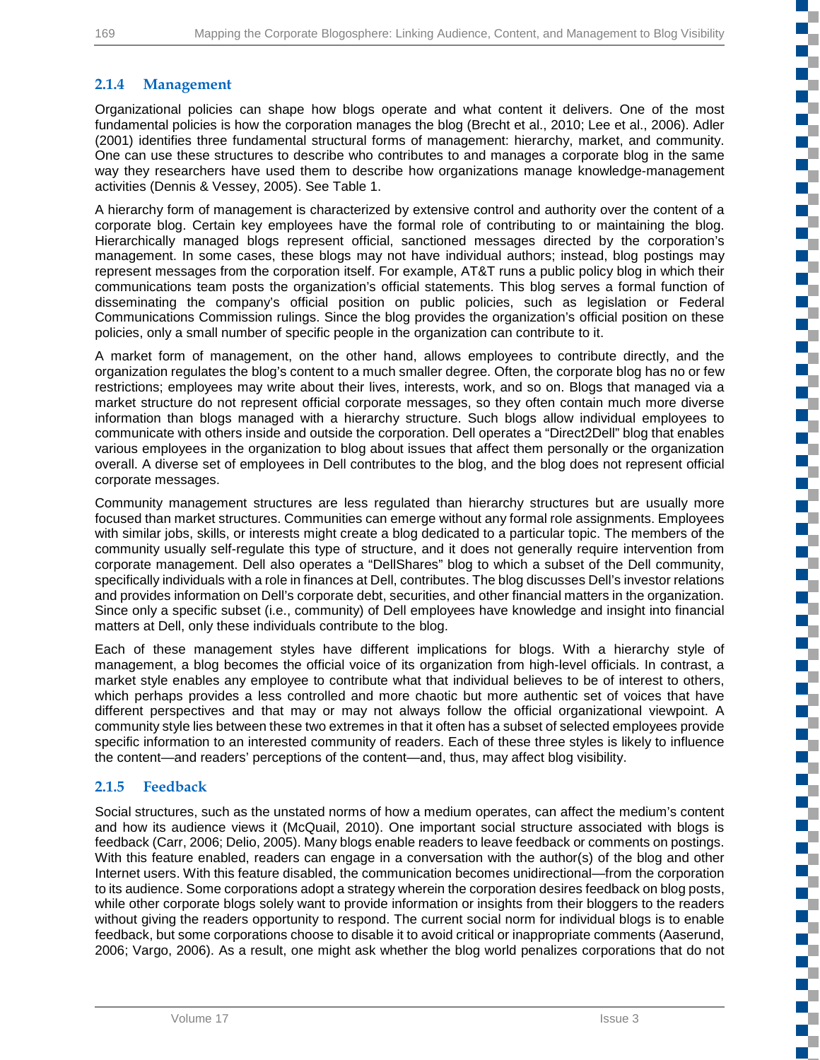### 2.1.4 Management

Organizational policies can shape how blogs operate and what content it delivers. One of the most fundamental policies is how the corporation manages the blog (Brecht et al., 2010; Lee et al., 2006). Adler (2001) identifies three fundamental structural forms of management: hierarchy, market, and community. One can use these structures to describe who contributes to and manages a corporate blog in the same way they researchers have used them to describe how organizations manage knowledge-management activities (Dennis & Vessey, 2005). See Table 1.

A hierarchy form of management is characterized by extensive control and authority over the content of a corporate blog. Certain key employees have the formal role of contributing to or maintaining the blog. Hierarchically managed blogs represent official, sanctioned messages directed by the corporation's management. In some cases, these blogs may not have individual authors; instead, blog postings may represent messages from the corporation itself. For example, AT&T runs a public policy blog in which their communications team posts the organization's official statements. This blog serves a formal function of disseminating the company's official position on public policies, such as legislation or Federal Communications Commission rulings. Since the blog provides the organization's official position on these policies, only a small number of specific people in the organization can contribute to it.

A market form of management, on the other hand, allows employees to contribute directly, and the organization regulates the blog's content to a much smaller degree. Often, the corporate blog has no or few restrictions; employees may write about their lives, interests, work, and so on. Blogs that managed via a market structure do not represent official corporate messages, so they often contain much more diverse information than blogs managed with a hierarchy structure. Such blogs allow individual employees to communicate with others inside and outside the corporation. Dell operates a "Direct2Dell" blog that enables various employees in the organization to blog about issues that affect them personally or the organization overall. A diverse set of employees in Dell contributes to the blog, and the blog does not represent official corporate messages.

Community management structures are less regulated than hierarchy structures but are usually more focused than market structures. Communities can emerge without any formal role assignments. Employees with similar jobs, skills, or interests might create a blog dedicated to a particular topic. The members of the community usually self-regulate this type of structure, and it does not generally require intervention from corporate management. Dell also operates a "DellShares" blog to which a subset of the Dell community, specifically individuals with a role in finances at Dell, contributes. The blog discusses Dell's investor relations and provides information on Dell's corporate debt, securities, and other financial matters in the organization. Since only a specific subset (i.e., community) of Dell employees have knowledge and insight into financial matters at Dell, only these individuals contribute to the blog.

Each of these management styles have different implications for blogs. With a hierarchy style of management, a blog becomes the official voice of its organization from high-level officials. In contrast, a market style enables any employee to contribute what that individual believes to be of interest to others, which perhaps provides a less controlled and more chaotic but more authentic set of voices that have different perspectives and that may or may not always follow the official organizational viewpoint. A community style lies between these two extremes in that it often has a subset of selected employees provide specific information to an interested community of readers. Each of these three styles is likely to influence the content—and readers' perceptions of the content—and, thus, may affect blog visibility.

### 2.1.5 Feedback

Social structures, such as the unstated norms of how a medium operates, can affect the medium's content and how its audience views it (McQuail, 2010). One important social structure associated with blogs is feedback (Carr, 2006; Delio, 2005). Many blogs enable readers to leave feedback or comments on postings. With this feature enabled, readers can engage in a conversation with the author(s) of the blog and other Internet users. With this feature disabled, the communication becomes unidirectional—from the corporation to its audience. Some corporations adopt a strategy wherein the corporation desires feedback on blog posts, while other corporate blogs solely want to provide information or insights from their bloggers to the readers without giving the readers opportunity to respond. The current social norm for individual blogs is to enable feedback, but some corporations choose to disable it to avoid critical or inappropriate comments (Aaserund, 2006; Vargo, 2006). As a result, one might ask whether the blog world penalizes corporations that do not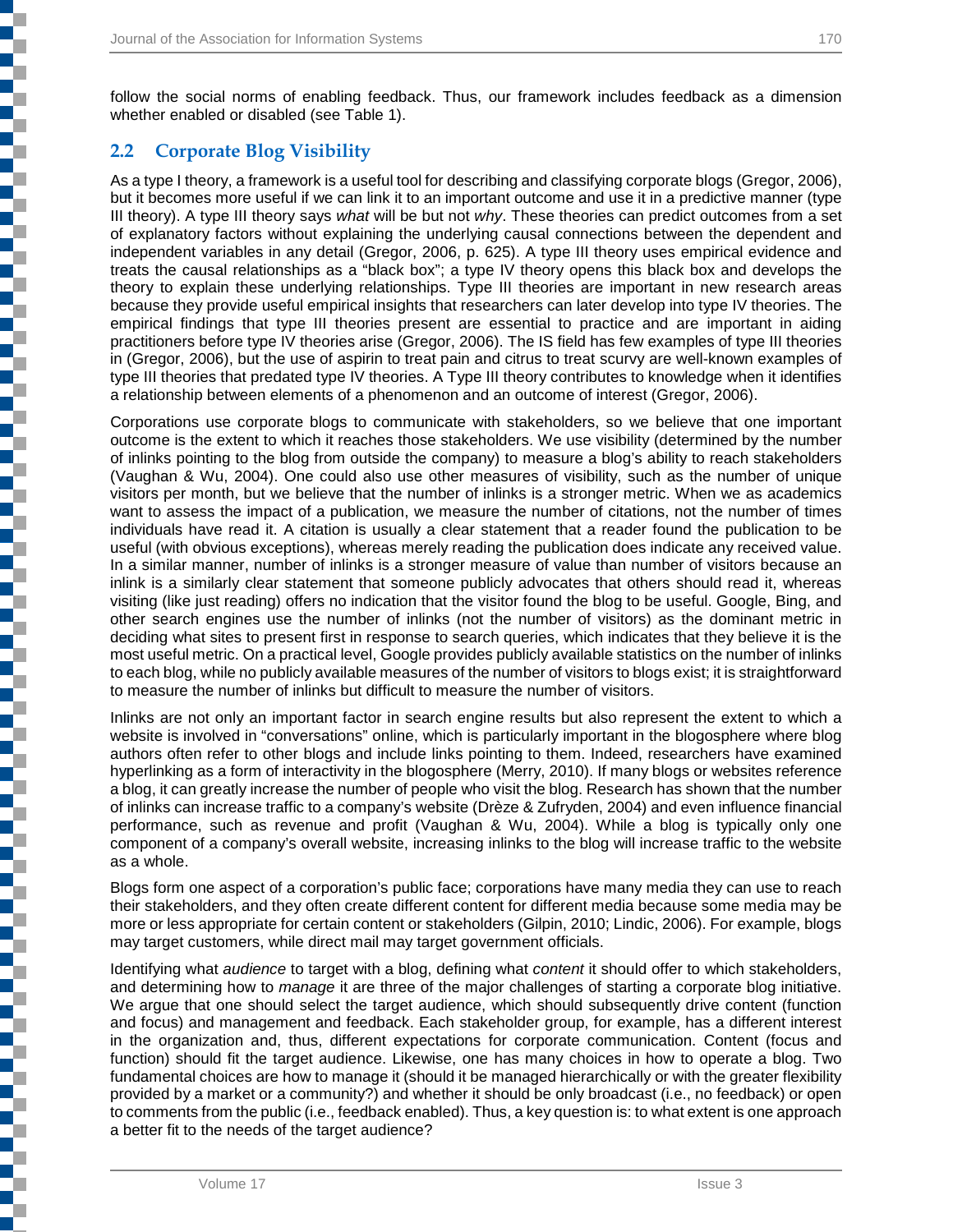follow the social norms of enabling feedback. Thus, our framework includes feedback as a dimension whether enabled or disabled (see Table 1).

## 2.2 Corporate Blog Visibility

As a type I theory, a framework is a useful tool for describing and classifying corporate blogs (Gregor, 2006), but it becomes more useful if we can link it to an important outcome and use it in a predictive manner (type III theory). A type III theory says *what* will be but not *why*. These theories can predict outcomes from a set of explanatory factors without explaining the underlying causal connections between the dependent and independent variables in any detail (Gregor, 2006, p. 625). A type III theory uses empirical evidence and treats the causal relationships as a "black box"; a type IV theory opens this black box and develops the theory to explain these underlying relationships. Type III theories are important in new research areas because they provide useful empirical insights that researchers can later develop into type IV theories. The empirical findings that type III theories present are essential to practice and are important in aiding practitioners before type IV theories arise (Gregor, 2006). The IS field has few examples of type III theories in (Gregor, 2006), but the use of aspirin to treat pain and citrus to treat scurvy are well-known examples of type III theories that predated type IV theories. A Type III theory contributes to knowledge when it identifies a relationship between elements of a phenomenon and an outcome of interest (Gregor, 2006).

Corporations use corporate blogs to communicate with stakeholders, so we believe that one important outcome is the extent to which it reaches those stakeholders. We use visibility (determined by the number of inlinks pointing to the blog from outside the company) to measure a blog's ability to reach stakeholders (Vaughan & Wu, 2004). One could also use other measures of visibility, such as the number of unique visitors per month, but we believe that the number of inlinks is a stronger metric. When we as academics want to assess the impact of a publication, we measure the number of citations, not the number of times individuals have read it. A citation is usually a clear statement that a reader found the publication to be useful (with obvious exceptions), whereas merely reading the publication does indicate any received value. In a similar manner, number of inlinks is a stronger measure of value than number of visitors because an inlink is a similarly clear statement that someone publicly advocates that others should read it, whereas visiting (like just reading) offers no indication that the visitor found the blog to be useful. Google, Bing, and other search engines use the number of inlinks (not the number of visitors) as the dominant metric in deciding what sites to present first in response to search queries, which indicates that they believe it is the most useful metric. On a practical level, Google provides publicly available statistics on the number of inlinks to each blog, while no publicly available measures of the number of visitors to blogs exist; it is straightforward to measure the number of inlinks but difficult to measure the number of visitors.

Inlinks are not only an important factor in search engine results but also represent the extent to which a website is involved in "conversations" online, which is particularly important in the blogosphere where blog authors often refer to other blogs and include links pointing to them. Indeed, researchers have examined hyperlinking as a form of interactivity in the blogosphere (Merry, 2010). If many blogs or websites reference a blog, it can greatly increase the number of people who visit the blog. Research has shown that the number of inlinks can increase traffic to a company's website (Drèze & Zufryden, 2004) and even influence financial performance, such as revenue and profit (Vaughan & Wu, 2004). While a blog is typically only one component of a company's overall website, increasing inlinks to the blog will increase traffic to the website as a whole.

Blogs form one aspect of a corporation's public face; corporations have many media they can use to reach their stakeholders, and they often create different content for different media because some media may be more or less appropriate for certain content or stakeholders (Gilpin, 2010; Lindic, 2006). For example, blogs may target customers, while direct mail may target government officials.

Identifying what *audience* to target with a blog, defining what *content* it should offer to which stakeholders, and determining how to *manage* it are three of the major challenges of starting a corporate blog initiative. We argue that one should select the target audience, which should subsequently drive content (function and focus) and management and feedback. Each stakeholder group, for example, has a different interest in the organization and, thus, different expectations for corporate communication. Content (focus and function) should fit the target audience. Likewise, one has many choices in how to operate a blog. Two fundamental choices are how to manage it (should it be managed hierarchically or with the greater flexibility provided by a market or a community?) and whether it should be only broadcast (i.e., no feedback) or open to comments from the public (i.e., feedback enabled). Thus, a key question is: to what extent is one approach a better fit to the needs of the target audience?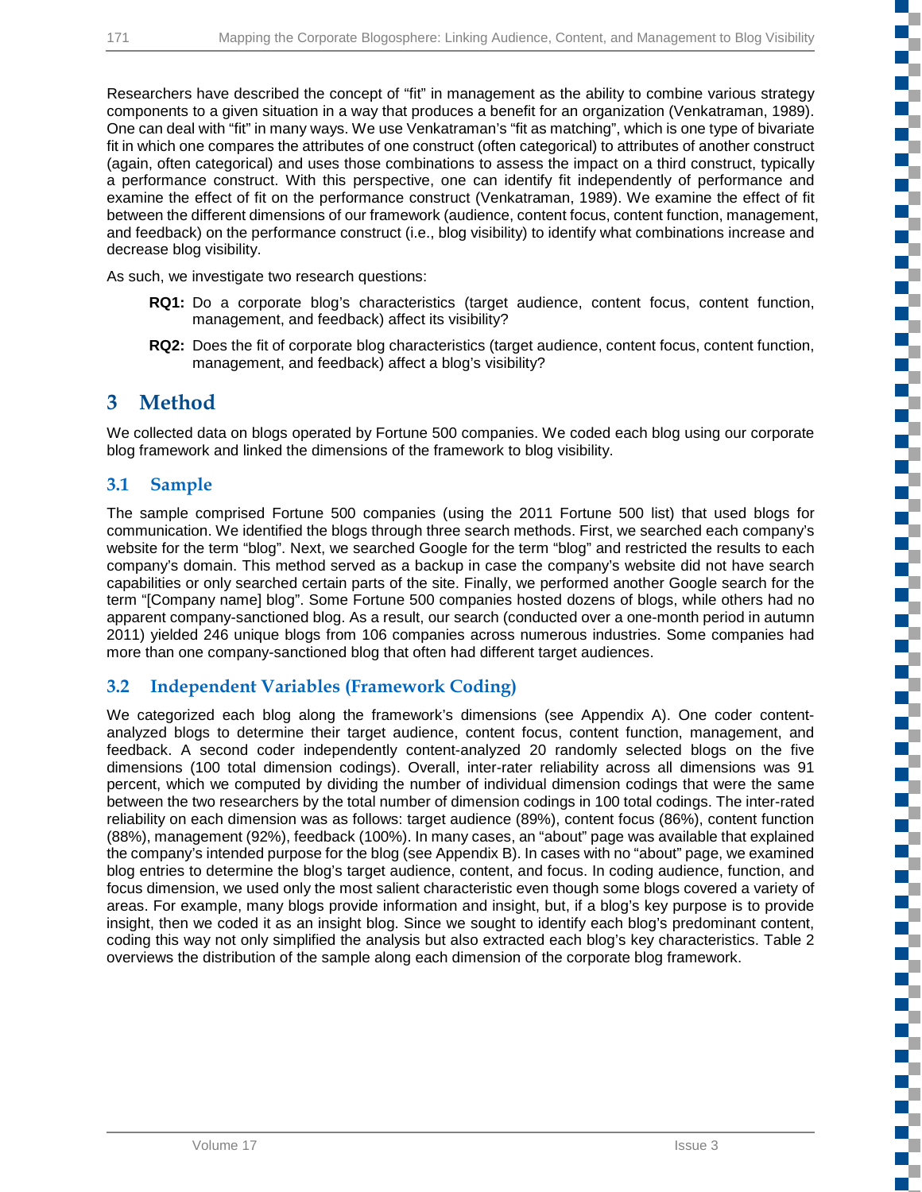Researchers have described the concept of “fit” in management as the ability to combine various strategy components to a given situation in a way that produces a benefit for an organization (Venkatraman, 1989). One can deal with “fit” in many ways. We use Venkatraman’s “fit as matching”, which is one type of bivariate fit in which one compares the attributes of one construct (often categorical) to attributes of another construct (again, often categorical) and uses those combinations to assess the impact on a third construct, typically a performance construct. With this perspective, one can identify fit independently of performance and examine the effect of fit on the performance construct (Venkatraman, 1989). We examine the effect of fit between the different dimensions of our framework (audience, content focus, content function, management, and feedback) on the performance construct (i.e., blog visibility) to identify what combinations increase and decrease blog visibility.

As such, we investigate two research questions:

**RQ1:** Do a corporate blog’s characteristics (target audience, content focus, content function, management, and feedback) affect its visibility?

**RQ2:** Does the fit of corporate blog characteristics (target audience, content focus, content function, management, and feedback) affect a blog’s visibility?

# 3 Method

We collected data on blogs operated by Fortune 500 companies. We coded each blog using our corporate blog framework and linked the dimensions of the framework to blog visibility.

## 3.1 Sample

The sample comprised Fortune 500 companies (using the 2011 Fortune 500 list) that used blogs for communication. We identified the blogs through three search methods. First, we searched each company’s website for the term “blog”. Next, we searched Google for the term “blog” and restricted the results to each company’s domain. This method served as a backup in case the company’s website did not have search capabilities or only searched certain parts of the site. Finally, we performed another Google search for the term “[Company name] blog”. Some Fortune 500 companies hosted dozens of blogs, while others had no apparent company-sanctioned blog. As a result, our search (conducted over a one-month period in autumn 2011) yielded 246 unique blogs from 106 companies across numerous industries. Some companies had more than one company-sanctioned blog that often had different target audiences.

## 3.2 Independent Variables (Framework Coding)

We categorized each blog along the framework’s dimensions (see Appendix A). One coder content-analyzed blogs to determine their target audience, content focus, content function, management, and feedback. A second coder independently content-analyzed 20 randomly selected blogs on the five dimensions (100 total dimension codings). Overall, inter-rater reliability across all dimensions was 91 percent, which we computed by dividing the number of individual dimension codings that were the same between the two researchers by the total number of dimension codings in 100 total codings. The inter-rated reliability on each dimension was as follows: target audience (89%), content focus (86%), content function (88%), management (92%), feedback (100%). In many cases, an “about” page was available that explained the company’s intended purpose for the blog (see Appendix B). In cases with no “about” page, we examined blog entries to determine the blog’s target audience, content, and focus. In coding audience, function, and focus dimension, we used only the most salient characteristic even though some blogs covered a variety of areas. For example, many blogs provide information and insight, but, if a blog’s key purpose is to provide insight, then we coded it as an insight blog. Since we sought to identify each blog’s predominant content, coding this way not only simplified the analysis but also extracted each blog’s key characteristics. Table 2 overviews the distribution of the sample along each dimension of the corporate blog framework.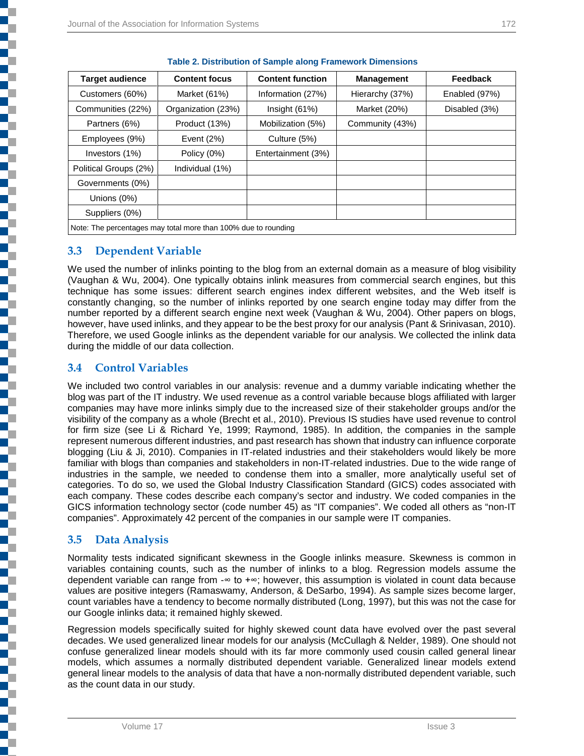**Table 2. Distribution of Sample along Framework Dimensions**

| Target audience | Content focus | Content function | Management | Feedback |
|---|---|---|---|---|
| Customers (60%) | Market (61%) | Information (27%) | Hierarchy (37%) | Enabled (97%) |
| Communities (22%) | Organization (23%) | Insight (61%) | Market (20%) | Disabled (3%) |
| Partners (6%) | Product (13%) | Mobilization (5%) | Community (43%) | |
| Employees (9%) | Event (2%) | Culture (5%) | | |
| Investors (1%) | Policy (0%) | Entertainment (3%) | | |
| Political Groups (2%) | Individual (1%) | | | |
| Governments (0%) | | | | |
| Unions (0%) | | | | |
| Suppliers (0%) | | | | |

Note: The percentages may total more than 100% due to rounding

## 3.3 Dependent Variable

We used the number of inlinks pointing to the blog from an external domain as a measure of blog visibility (Vaughan & Wu, 2004). One typically obtains inlink measures from commercial search engines, but this technique has some issues: different search engines index different websites, and the Web itself is constantly changing, so the number of inlinks reported by one search engine today may differ from the number reported by a different search engine next week (Vaughan & Wu, 2004). Other papers on blogs, however, have used inlinks, and they appear to be the best proxy for our analysis (Pant & Srinivasan, 2010). Therefore, we used Google inlinks as the dependent variable for our analysis. We collected the inlink data during the middle of our data collection.

## 3.4 Control Variables

We included two control variables in our analysis: revenue and a dummy variable indicating whether the blog was part of the IT industry. We used revenue as a control variable because blogs affiliated with larger companies may have more inlinks simply due to the increased size of their stakeholder groups and/or the visibility of the company as a whole (Brecht et al., 2010). Previous IS studies have used revenue to control for firm size (see Li & Richard Ye, 1999; Raymond, 1985). In addition, the companies in the sample represent numerous different industries, and past research has shown that industry can influence corporate blogging (Liu & Ji, 2010). Companies in IT-related industries and their stakeholders would likely be more familiar with blogs than companies and stakeholders in non-IT-related industries. Due to the wide range of industries in the sample, we needed to condense them into a smaller, more analytically useful set of categories. To do so, we used the Global Industry Classification Standard (GICS) codes associated with each company. These codes describe each company's sector and industry. We coded companies in the GICS information technology sector (code number 45) as "IT companies". We coded all others as "non-IT companies". Approximately 42 percent of the companies in our sample were IT companies.

## 3.5 Data Analysis

Normality tests indicated significant skewness in the Google inlinks measure. Skewness is common in variables containing counts, such as the number of inlinks to a blog. Regression models assume the dependent variable can range from $-\infty$ to $+\infty$; however, this assumption is violated in count data because values are positive integers (Ramaswamy, Anderson, & DeSarbo, 1994). As sample sizes become larger, count variables have a tendency to become normally distributed (Long, 1997), but this was not the case for our Google inlinks data; it remained highly skewed.

Regression models specifically suited for highly skewed count data have evolved over the past several decades. We used generalized linear models for our analysis (McCullagh & Nelder, 1989). One should not confuse generalized linear models should with its far more commonly used cousin called general linear models, which assumes a normally distributed dependent variable. Generalized linear models extend general linear models to the analysis of data that have a non-normally distributed dependent variable, such as the count data in our study.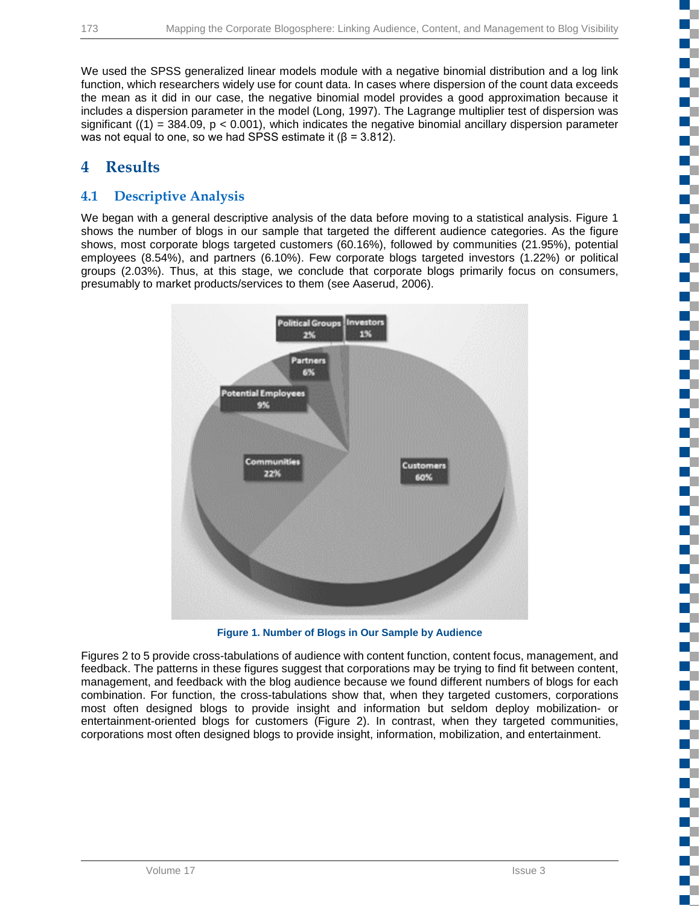We used the SPSS generalized linear models module with a negative binomial distribution and a log link function, which researchers widely use for count data. In cases where dispersion of the count data exceeds the mean as it did in our case, the negative binomial model provides a good approximation because it includes a dispersion parameter in the model (Long, 1997). The Lagrange multiplier test of dispersion was significant ((1) = 384.09, $p < 0.001$), which indicates the negative binomial ancillary dispersion parameter was not equal to one, so we had SPSS estimate it ($\beta = 3.812$).

# 4 Results

## 4.1 Descriptive Analysis

We began with a general descriptive analysis of the data before moving to a statistical analysis. Figure 1 shows the number of blogs in our sample that targeted the different audience categories. As the figure shows, most corporate blogs targeted customers (60.16%), followed by communities (21.95%), potential employees (8.54%), and partners (6.10%). Few corporate blogs targeted investors (1.22%) or political groups (2.03%). Thus, at this stage, we conclude that corporate blogs primarily focus on consumers, presumably to market products/services to them (see Aaserud, 2006).

**Figure 1. Number of Blogs in Our Sample by Audience**

Figures 2 to 5 provide cross-tabulations of audience with content function, content focus, management, and feedback. The patterns in these figures suggest that corporations may be trying to find fit between content, management, and feedback with the blog audience because we found different numbers of blogs for each combination. For function, the cross-tabulations show that, when they targeted customers, corporations most often designed blogs to provide insight and information but seldom deploy mobilization- or entertainment-oriented blogs for customers (Figure 2). In contrast, when they targeted communities, corporations most often designed blogs to provide insight, information, mobilization, and entertainment.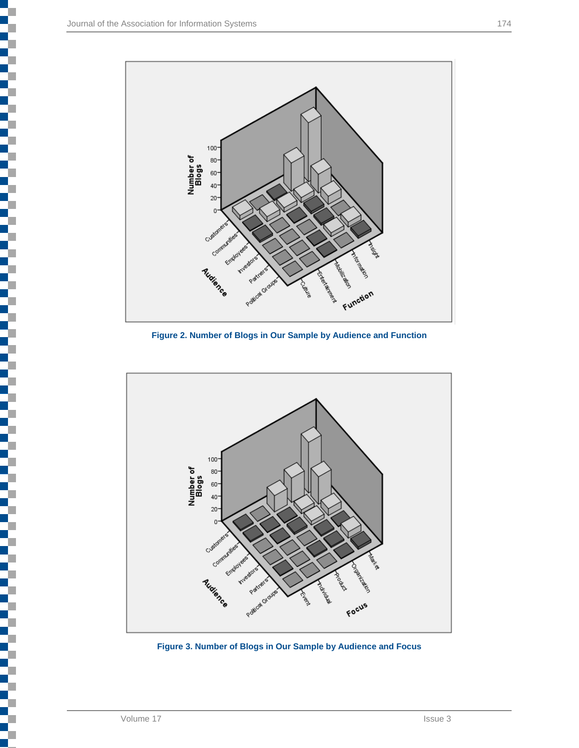Figure 2. Number of Blogs in Our Sample by Audience and Function

Figure 3. Number of Blogs in Our Sample by Audience and Focus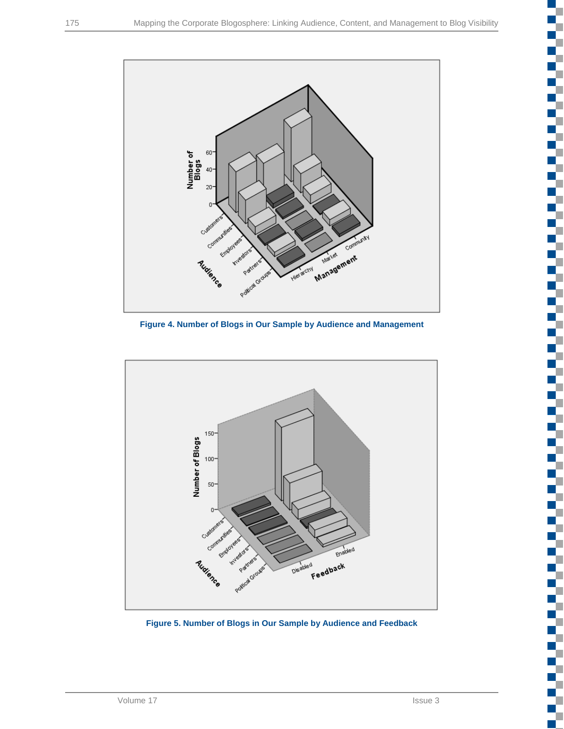Figure 4. Number of Blogs in Our Sample by Audience and Management

Figure 5. Number of Blogs in Our Sample by Audience and Feedback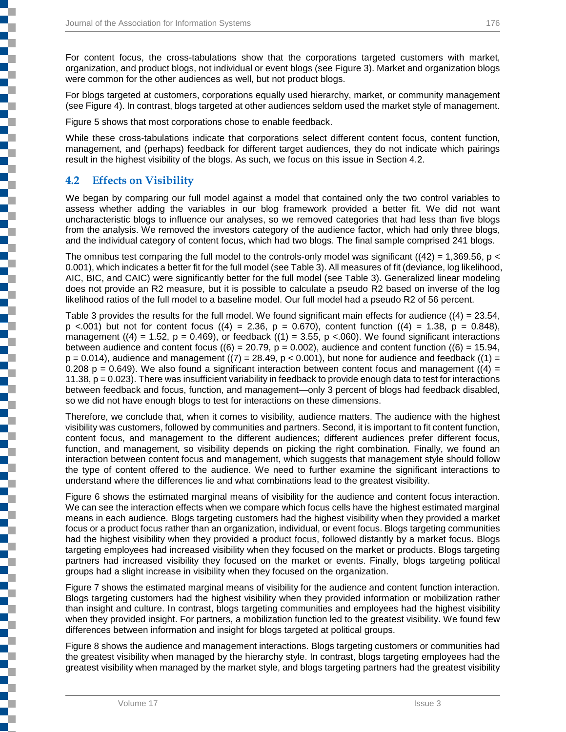For content focus, the cross-tabulations show that the corporations targeted customers with market, organization, and product blogs, not individual or event blogs (see Figure 3). Market and organization blogs were common for the other audiences as well, but not product blogs.

For blogs targeted at customers, corporations equally used hierarchy, market, or community management (see Figure 4). In contrast, blogs targeted at other audiences seldom used the market style of management.

Figure 5 shows that most corporations chose to enable feedback.

While these cross-tabulations indicate that corporations select different content focus, content function, management, and (perhaps) feedback for different target audiences, they do not indicate which pairings result in the highest visibility of the blogs. As such, we focus on this issue in Section 4.2.

## 4.2 Effects on Visibility

We began by comparing our full model against a model that contained only the two control variables to assess whether adding the variables in our blog framework provided a better fit. We did not want uncharacteristic blogs to influence our analyses, so we removed categories that had less than five blogs from the analysis. We removed the investors category of the audience factor, which had only three blogs, and the individual category of content focus, which had two blogs. The final sample comprised 241 blogs.

The omnibus test comparing the full model to the controls-only model was significant ((42) = 1,369.56, $p < 0.001$), which indicates a better fit for the full model (see Table 3). All measures of fit (deviance, log likelihood, AIC, BIC, and CAIC) were significantly better for the full model (see Table 3). Generalized linear modeling does not provide an $R^2$ measure, but it is possible to calculate a pseudo $R^2$ based on inverse of the log likelihood ratios of the full model to a baseline model. Our full model had a pseudo $R^2$ of 56 percent.

Table 3 provides the results for the full model. We found significant main effects for audience ((4) = 23.54, $p < .001$) but not for content focus ((4) = 2.36, $p = 0.670$), content function ((4) = 1.38, $p = 0.848$), management ((4) = 1.52, $p = 0.469$), or feedback ((1) = 3.55, $p < .060$). We found significant interactions between audience and content focus ((6) = 20.79, $p = 0.002$), audience and content function ((6) = 15.94, $p = 0.014$), audience and management ((7) = 28.49, $p < 0.001$), but none for audience and feedback ((1) = 0.208 $p = 0.649$). We also found a significant interaction between content focus and management ((4) = 11.38, $p = 0.023$). There was insufficient variability in feedback to provide enough data to test for interactions between feedback and focus, function, and management—only 3 percent of blogs had feedback disabled, so we did not have enough blogs to test for interactions on these dimensions.

Therefore, we conclude that, when it comes to visibility, audience matters. The audience with the highest visibility was customers, followed by communities and partners. Second, it is important to fit content function, content focus, and management to the different audiences; different audiences prefer different focus, function, and management, so visibility depends on picking the right combination. Finally, we found an interaction between content focus and management, which suggests that management style should follow the type of content offered to the audience. We need to further examine the significant interactions to understand where the differences lie and what combinations lead to the greatest visibility.

Figure 6 shows the estimated marginal means of visibility for the audience and content focus interaction. We can see the interaction effects when we compare which focus cells have the highest estimated marginal means in each audience. Blogs targeting customers had the highest visibility when they provided a market focus or a product focus rather than an organization, individual, or event focus. Blogs targeting communities had the highest visibility when they provided a product focus, followed distantly by a market focus. Blogs targeting employees had increased visibility when they focused on the market or products. Blogs targeting partners had increased visibility they focused on the market or events. Finally, blogs targeting political groups had a slight increase in visibility when they focused on the organization.

Figure 7 shows the estimated marginal means of visibility for the audience and content function interaction. Blogs targeting customers had the highest visibility when they provided information or mobilization rather than insight and culture. In contrast, blogs targeting communities and employees had the highest visibility when they provided insight. For partners, a mobilization function led to the greatest visibility. We found few differences between information and insight for blogs targeted at political groups.

Figure 8 shows the audience and management interactions. Blogs targeting customers or communities had the greatest visibility when managed by the hierarchy style. In contrast, blogs targeting employees had the greatest visibility when managed by the market style, and blogs targeting partners had the greatest visibility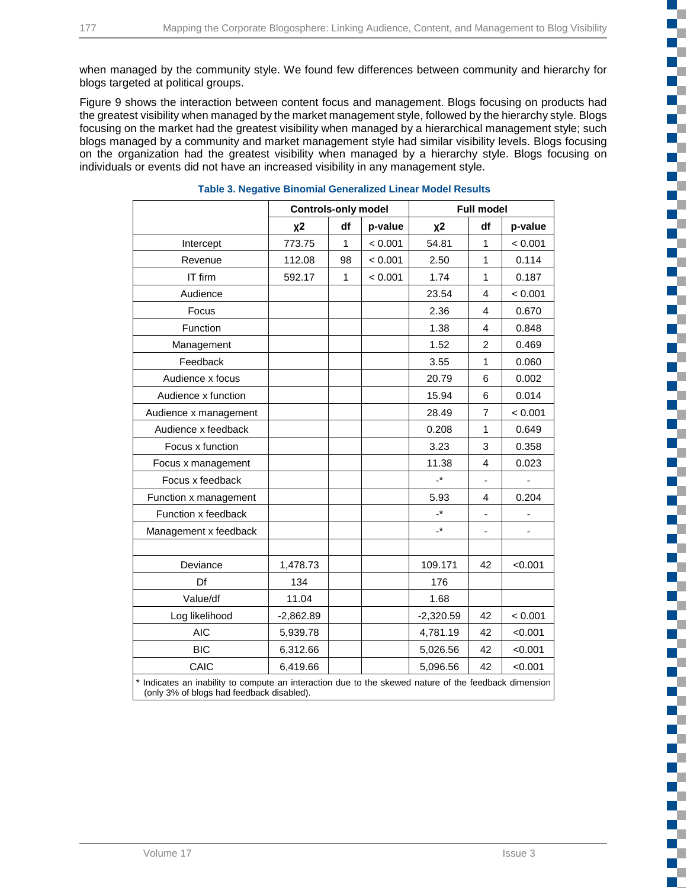when managed by the community style. We found few differences between community and hierarchy for blogs targeted at political groups.

Figure 9 shows the interaction between content focus and management. Blogs focusing on products had the greatest visibility when managed by the market management style, followed by the hierarchy style. Blogs focusing on the market had the greatest visibility when managed by a hierarchical management style; such blogs managed by a community and market management style had similar visibility levels. Blogs focusing on the organization had the greatest visibility when managed by a hierarchy style. Blogs focusing on individuals or events did not have an increased visibility in any management style.

**Table 3. Negative Binomial Generalized Linear Model Results**

| | Controls-only model | | | Full model | | |
|---|---|---|---|---|---|---|
| | $\chi^2$ | df | p-value | $\chi^2$ | df | p-value |
| Intercept | 773.75 | 1 | < 0.001 | 54.81 | 1 | < 0.001 |
| Revenue | 112.08 | 98 | < 0.001 | 2.50 | 1 | 0.114 |
| IT firm | 592.17 | 1 | < 0.001 | 1.74 | 1 | 0.187 |
| Audience | | | | 23.54 | 4 | < 0.001 |
| Focus | | | | 2.36 | 4 | 0.670 |
| Function | | | | 1.38 | 4 | 0.848 |
| Management | | | | 1.52 | 2 | 0.469 |
| Feedback | | | | 3.55 | 1 | 0.060 |
| Audience x focus | | | | 20.79 | 6 | 0.002 |
| Audience x function | | | | 15.94 | 6 | 0.014 |
| Audience x management | | | | 28.49 | 7 | < 0.001 |
| Audience x feedback | | | | 0.208 | 1 | 0.649 |
| Focus x function | | | | 3.23 | 3 | 0.358 |
| Focus x management | | | | 11.38 | 4 | 0.023 |
| Focus x feedback | | | | -* | - | - |
| Function x management | | | | 5.93 | 4 | 0.204 |
| Function x feedback | | | | -* | - | - |
| Management x feedback | | | | -* | - | - |
| | | | | | | |
| Deviance | 1,478.73 | | | 109.171 | 42 | <0.001 |
| Df | 134 | | | 176 | | |
| Value/df | 11.04 | | | 1.68 | | |
| Log likelihood | -2,862.89 | | | -2,320.59 | 42 | < 0.001 |
| AIC | 5,939.78 | | | 4,781.19 | 42 | <0.001 |
| BIC | 6,312.66 | | | 5,026.56 | 42 | <0.001 |
| CAIC | 6,419.66 | | | 5,096.56 | 42 | <0.001 |

* Indicates an inability to compute an interaction due to the skewed nature of the feedback dimension (only 3% of blogs had feedback disabled).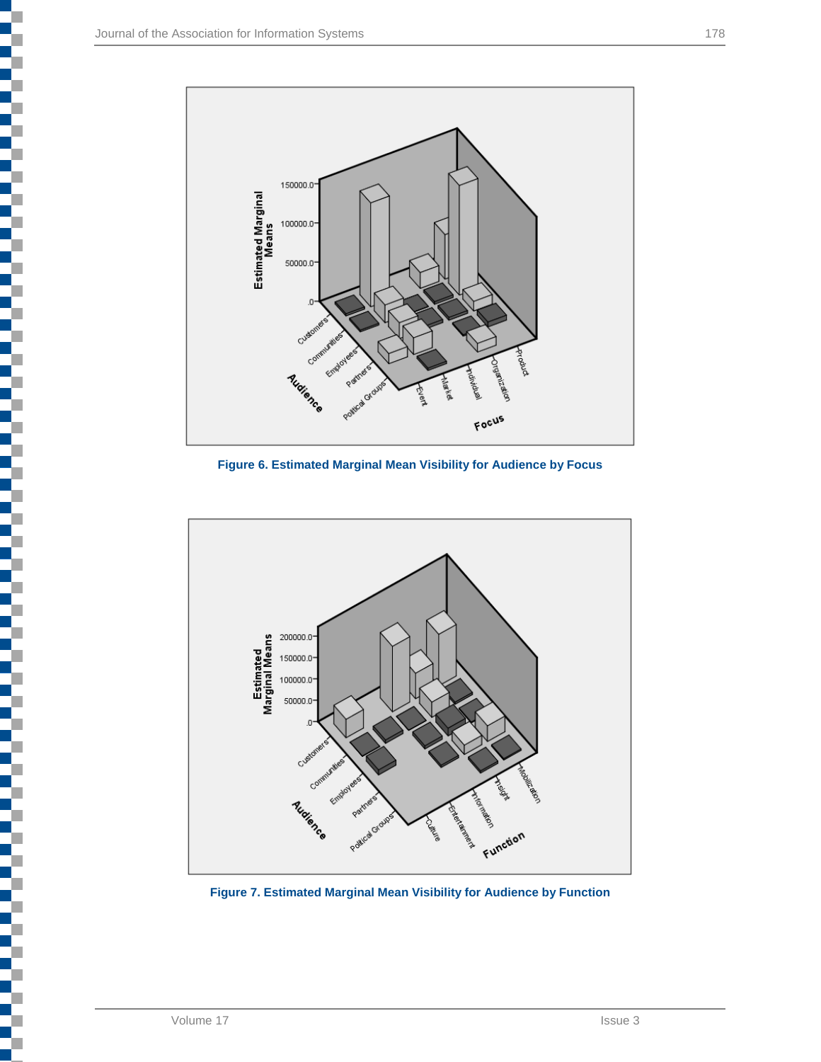Figure 6. Estimated Marginal Mean Visibility for Audience by Focus

Figure 7. Estimated Marginal Mean Visibility for Audience by Function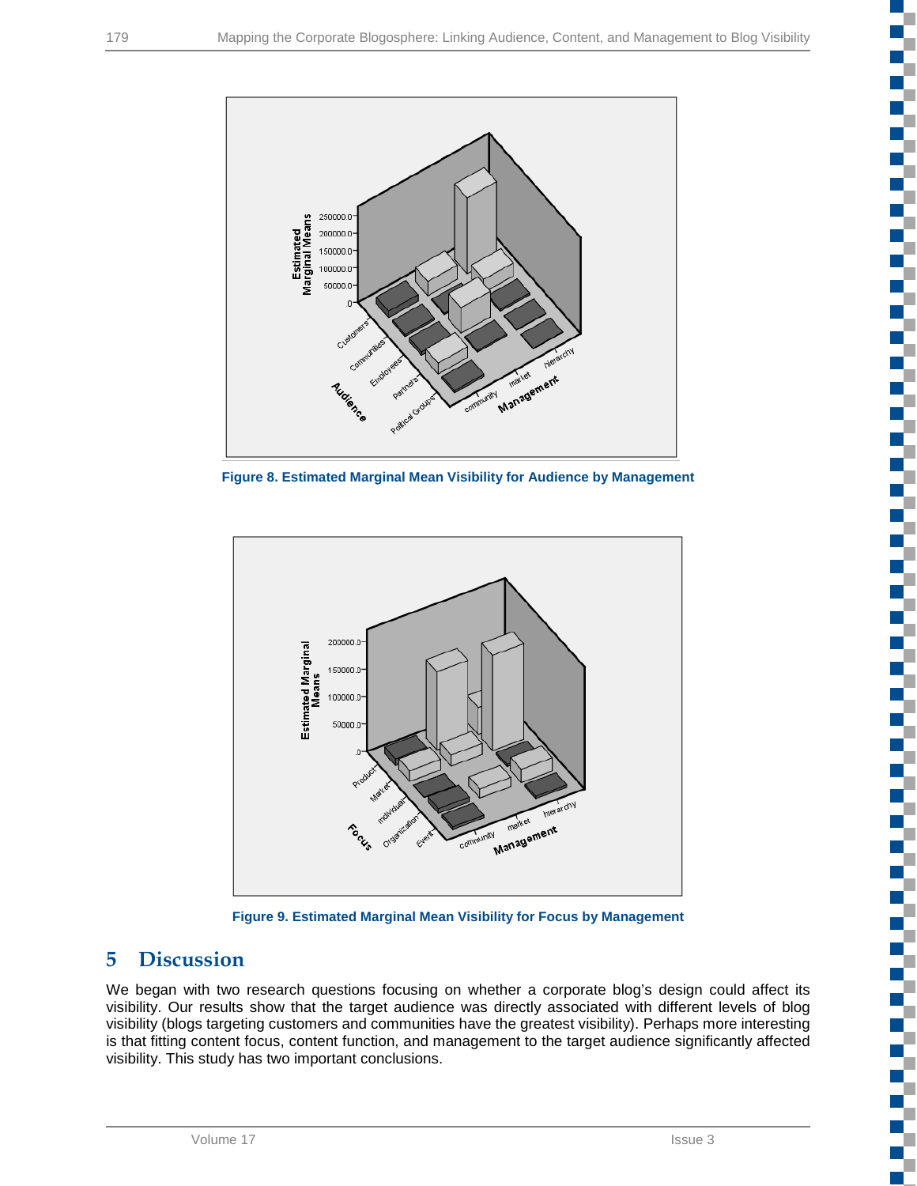Figure 8. Estimated Marginal Mean Visibility for Audience by Management

Figure 9. Estimated Marginal Mean Visibility for Focus by Management

## 5 Discussion

We began with two research questions focusing on whether a corporate blog's design could affect its visibility. Our results show that the target audience was directly associated with different levels of blog visibility (blogs targeting customers and communities have the greatest visibility). Perhaps more interesting is that fitting content focus, content function, and management to the target audience significantly affected visibility. This study has two important conclusions.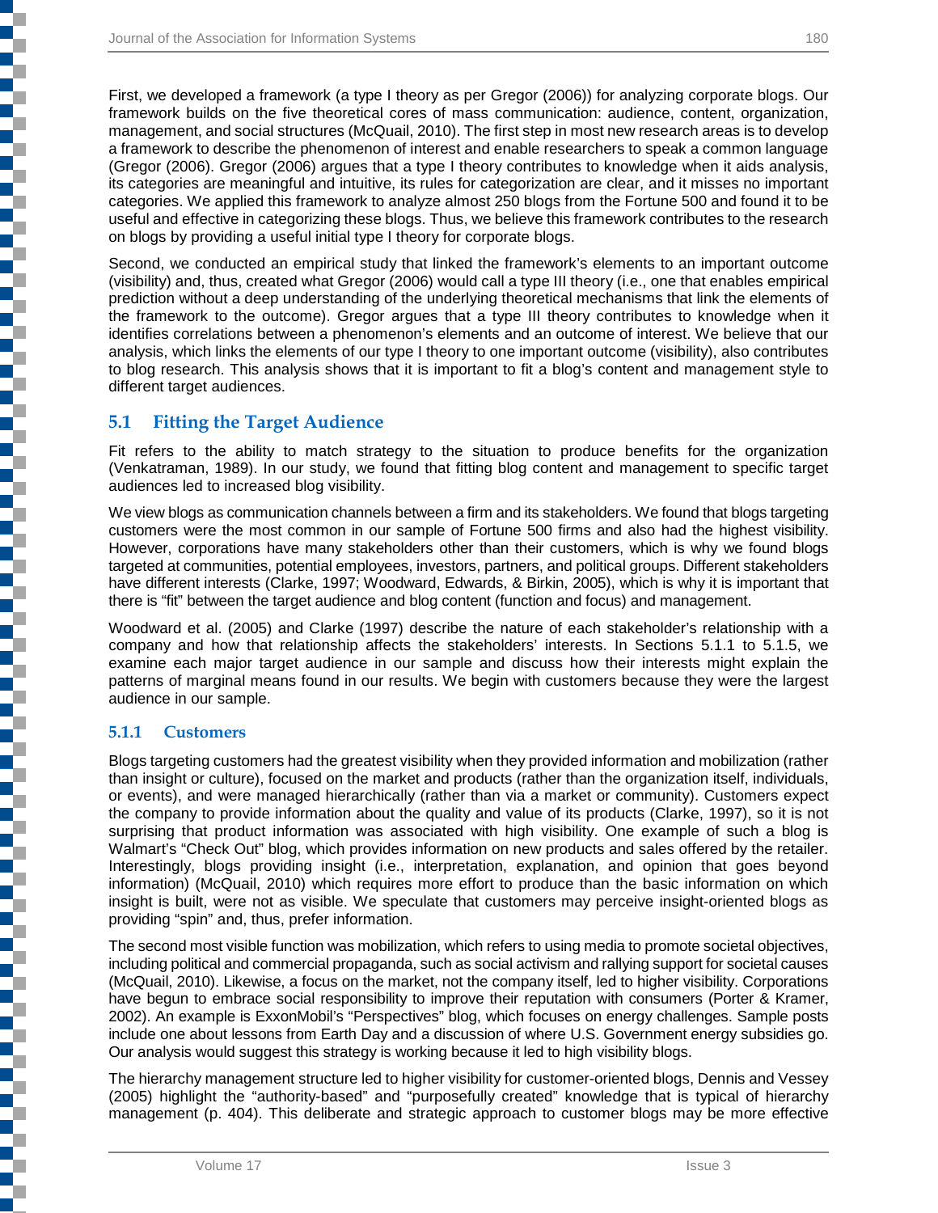First, we developed a framework (a type I theory as per Gregor (2006)) for analyzing corporate blogs. Our framework builds on the five theoretical cores of mass communication: audience, content, organization, management, and social structures (McQuail, 2010). The first step in most new research areas is to develop a framework to describe the phenomenon of interest and enable researchers to speak a common language (Gregor (2006). Gregor (2006) argues that a type I theory contributes to knowledge when it aids analysis, its categories are meaningful and intuitive, its rules for categorization are clear, and it misses no important categories. We applied this framework to analyze almost 250 blogs from the Fortune 500 and found it to be useful and effective in categorizing these blogs. Thus, we believe this framework contributes to the research on blogs by providing a useful initial type I theory for corporate blogs.

Second, we conducted an empirical study that linked the framework's elements to an important outcome (visibility) and, thus, created what Gregor (2006) would call a type III theory (i.e., one that enables empirical prediction without a deep understanding of the underlying theoretical mechanisms that link the elements of the framework to the outcome). Gregor argues that a type III theory contributes to knowledge when it identifies correlations between a phenomenon's elements and an outcome of interest. We believe that our analysis, which links the elements of our type I theory to one important outcome (visibility), also contributes to blog research. This analysis shows that it is important to fit a blog's content and management style to different target audiences.

## 5.1 Fitting the Target Audience

Fit refers to the ability to match strategy to the situation to produce benefits for the organization (Venkatraman, 1989). In our study, we found that fitting blog content and management to specific target audiences led to increased blog visibility.

We view blogs as communication channels between a firm and its stakeholders. We found that blogs targeting customers were the most common in our sample of Fortune 500 firms and also had the highest visibility. However, corporations have many stakeholders other than their customers, which is why we found blogs targeted at communities, potential employees, investors, partners, and political groups. Different stakeholders have different interests (Clarke, 1997; Woodward, Edwards, & Birkin, 2005), which is why it is important that there is "fit" between the target audience and blog content (function and focus) and management.

Woodward et al. (2005) and Clarke (1997) describe the nature of each stakeholder's relationship with a company and how that relationship affects the stakeholders' interests. In Sections 5.1.1 to 5.1.5, we examine each major target audience in our sample and discuss how their interests might explain the patterns of marginal means found in our results. We begin with customers because they were the largest audience in our sample.

### 5.1.1 Customers

Blogs targeting customers had the greatest visibility when they provided information and mobilization (rather than insight or culture), focused on the market and products (rather than the organization itself, individuals, or events), and were managed hierarchically (rather than via a market or community). Customers expect the company to provide information about the quality and value of its products (Clarke, 1997), so it is not surprising that product information was associated with high visibility. One example of such a blog is Walmart's "Check Out" blog, which provides information on new products and sales offered by the retailer. Interestingly, blogs providing insight (i.e., interpretation, explanation, and opinion that goes beyond information) (McQuail, 2010) which requires more effort to produce than the basic information on which insight is built, were not as visible. We speculate that customers may perceive insight-oriented blogs as providing "spin" and, thus, prefer information.

The second most visible function was mobilization, which refers to using media to promote societal objectives, including political and commercial propaganda, such as social activism and rallying support for societal causes (McQuail, 2010). Likewise, a focus on the market, not the company itself, led to higher visibility. Corporations have begun to embrace social responsibility to improve their reputation with consumers (Porter & Kramer, 2002). An example is ExxonMobil's "Perspectives" blog, which focuses on energy challenges. Sample posts include one about lessons from Earth Day and a discussion of where U.S. Government energy subsidies go. Our analysis would suggest this strategy is working because it led to high visibility blogs.

The hierarchy management structure led to higher visibility for customer-oriented blogs, Dennis and Vessey (2005) highlight the "authority-based" and "purposefully created" knowledge that is typical of hierarchy management (p. 404). This deliberate and strategic approach to customer blogs may be more effective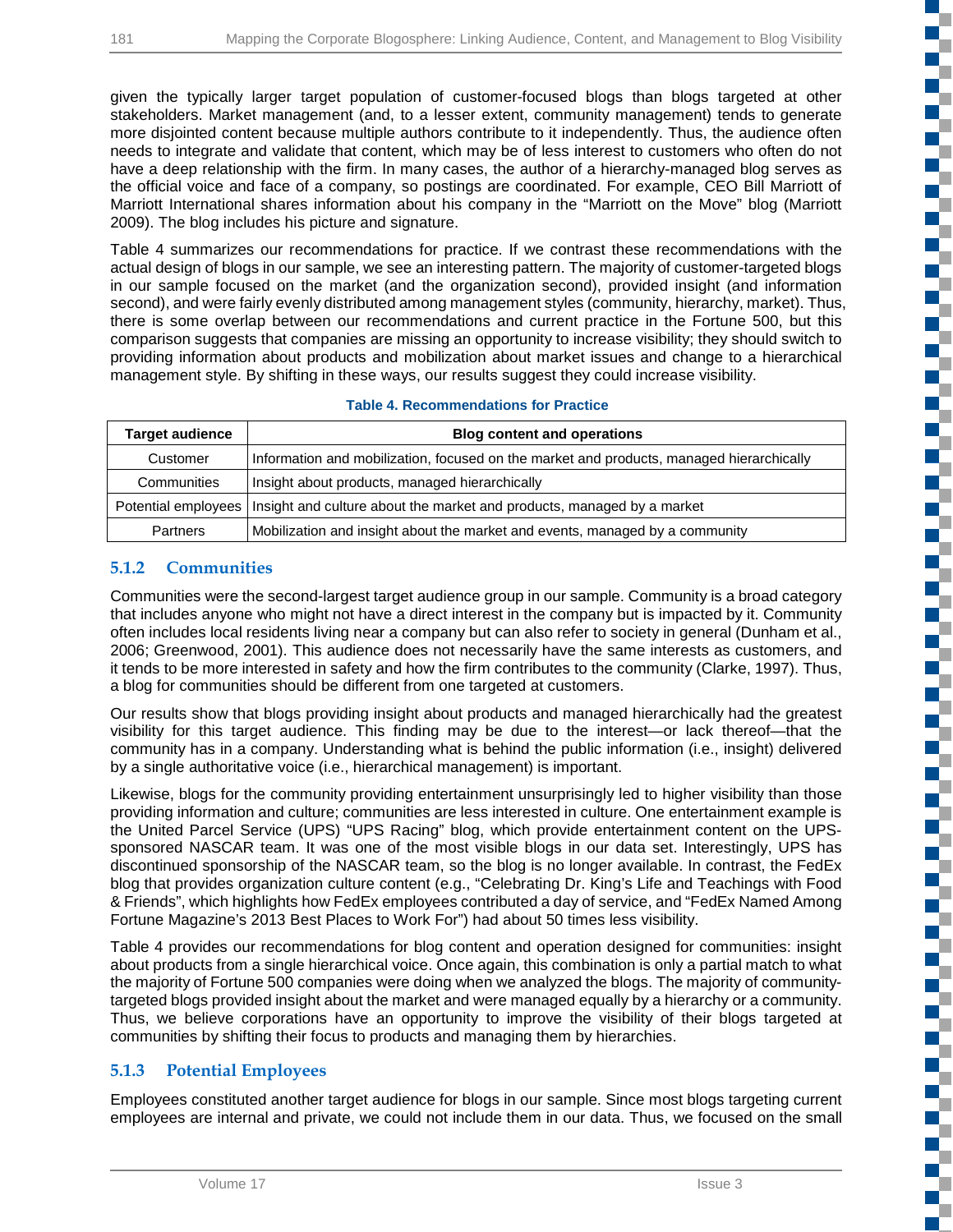given the typically larger target population of customer-focused blogs than blogs targeted at other stakeholders. Market management (and, to a lesser extent, community management) tends to generate more disjointed content because multiple authors contribute to it independently. Thus, the audience often needs to integrate and validate that content, which may be of less interest to customers who often do not have a deep relationship with the firm. In many cases, the author of a hierarchy-managed blog serves as the official voice and face of a company, so postings are coordinated. For example, CEO Bill Marriott of Marriott International shares information about his company in the "Marriott on the Move" blog (Marriott 2009). The blog includes his picture and signature.

Table 4 summarizes our recommendations for practice. If we contrast these recommendations with the actual design of blogs in our sample, we see an interesting pattern. The majority of customer-targeted blogs in our sample focused on the market (and the organization second), provided insight (and information second), and were fairly evenly distributed among management styles (community, hierarchy, market). Thus, there is some overlap between our recommendations and current practice in the Fortune 500, but this comparison suggests that companies are missing an opportunity to increase visibility; they should switch to providing information about products and mobilization about market issues and change to a hierarchical management style. By shifting in these ways, our results suggest they could increase visibility.

**Table 4. Recommendations for Practice**

| Target audience | Blog content and operations |
|---|---|
| Customer | Information and mobilization, focused on the market and products, managed hierarchically |
| Communities | Insight about products, managed hierarchically |
| Potential employees | Insight and culture about the market and products, managed by a market |
| Partners | Mobilization and insight about the market and events, managed by a community |

### 5.1.2 Communities

Communities were the second-largest target audience group in our sample. Community is a broad category that includes anyone who might not have a direct interest in the company but is impacted by it. Community often includes local residents living near a company but can also refer to society in general (Dunham et al., 2006; Greenwood, 2001). This audience does not necessarily have the same interests as customers, and it tends to be more interested in safety and how the firm contributes to the community (Clarke, 1997). Thus, a blog for communities should be different from one targeted at customers.

Our results show that blogs providing insight about products and managed hierarchically had the greatest visibility for this target audience. This finding may be due to the interest—or lack thereof—that the community has in a company. Understanding what is behind the public information (i.e., insight) delivered by a single authoritative voice (i.e., hierarchical management) is important.

Likewise, blogs for the community providing entertainment unsurprisingly led to higher visibility than those providing information and culture; communities are less interested in culture. One entertainment example is the United Parcel Service (UPS) "UPS Racing" blog, which provide entertainment content on the UPS-sponsored NASCAR team. It was one of the most visible blogs in our data set. Interestingly, UPS has discontinued sponsorship of the NASCAR team, so the blog is no longer available. In contrast, the FedEx blog that provides organization culture content (e.g., "Celebrating Dr. King's Life and Teachings with Food & Friends", which highlights how FedEx employees contributed a day of service, and "FedEx Named Among Fortune Magazine's 2013 Best Places to Work For") had about 50 times less visibility.

Table 4 provides our recommendations for blog content and operation designed for communities: insight about products from a single hierarchical voice. Once again, this combination is only a partial match to what the majority of Fortune 500 companies were doing when we analyzed the blogs. The majority of community-targeted blogs provided insight about the market and were managed equally by a hierarchy or a community. Thus, we believe corporations have an opportunity to improve the visibility of their blogs targeted at communities by shifting their focus to products and managing them by hierarchies.

### 5.1.3 Potential Employees

Employees constituted another target audience for blogs in our sample. Since most blogs targeting current employees are internal and private, we could not include them in our data. Thus, we focused on the small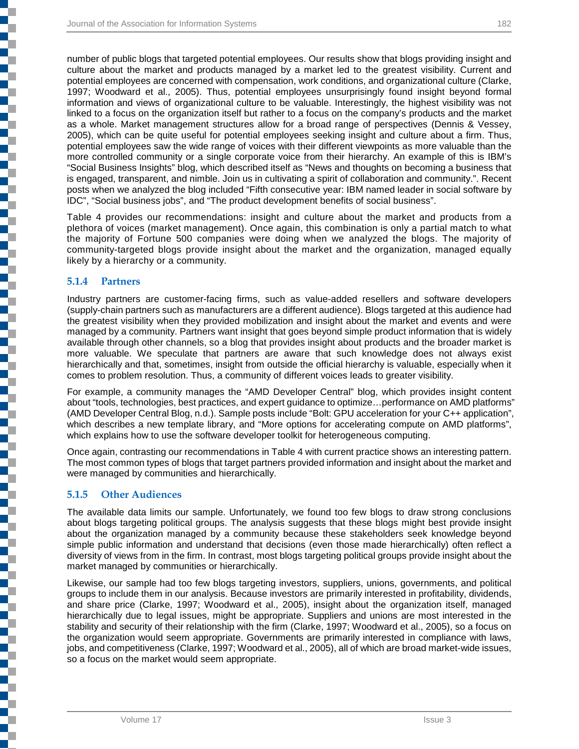number of public blogs that targeted potential employees. Our results show that blogs providing insight and culture about the market and products managed by a market led to the greatest visibility. Current and potential employees are concerned with compensation, work conditions, and organizational culture (Clarke, 1997; Woodward et al., 2005). Thus, potential employees unsurprisingly found insight beyond formal information and views of organizational culture to be valuable. Interestingly, the highest visibility was not linked to a focus on the organization itself but rather to a focus on the company's products and the market as a whole. Market management structures allow for a broad range of perspectives (Dennis & Vessey, 2005), which can be quite useful for potential employees seeking insight and culture about a firm. Thus, potential employees saw the wide range of voices with their different viewpoints as more valuable than the more controlled community or a single corporate voice from their hierarchy. An example of this is IBM's "Social Business Insights" blog, which described itself as "News and thoughts on becoming a business that is engaged, transparent, and nimble. Join us in cultivating a spirit of collaboration and community.". Recent posts when we analyzed the blog included "Fifth consecutive year: IBM named leader in social software by IDC", "Social business jobs", and "The product development benefits of social business".

Table 4 provides our recommendations: insight and culture about the market and products from a plethora of voices (market management). Once again, this combination is only a partial match to what the majority of Fortune 500 companies were doing when we analyzed the blogs. The majority of community-targeted blogs provide insight about the market and the organization, managed equally likely by a hierarchy or a community.

### 5.1.4 Partners

Industry partners are customer-facing firms, such as value-added resellers and software developers (supply-chain partners such as manufacturers are a different audience). Blogs targeted at this audience had the greatest visibility when they provided mobilization and insight about the market and events and were managed by a community. Partners want insight that goes beyond simple product information that is widely available through other channels, so a blog that provides insight about products and the broader market is more valuable. We speculate that partners are aware that such knowledge does not always exist hierarchically and that, sometimes, insight from outside the official hierarchy is valuable, especially when it comes to problem resolution. Thus, a community of different voices leads to greater visibility.

For example, a community manages the "AMD Developer Central" blog, which provides insight content about "tools, technologies, best practices, and expert guidance to optimize…performance on AMD platforms" (AMD Developer Central Blog, n.d.). Sample posts include "Bolt: GPU acceleration for your C++ application", which describes a new template library, and "More options for accelerating compute on AMD platforms", which explains how to use the software developer toolkit for heterogeneous computing.

Once again, contrasting our recommendations in Table 4 with current practice shows an interesting pattern. The most common types of blogs that target partners provided information and insight about the market and were managed by communities and hierarchically.

### 5.1.5 Other Audiences

The available data limits our sample. Unfortunately, we found too few blogs to draw strong conclusions about blogs targeting political groups. The analysis suggests that these blogs might best provide insight about the organization managed by a community because these stakeholders seek knowledge beyond simple public information and understand that decisions (even those made hierarchically) often reflect a diversity of views from in the firm. In contrast, most blogs targeting political groups provide insight about the market managed by communities or hierarchically.

Likewise, our sample had too few blogs targeting investors, suppliers, unions, governments, and political groups to include them in our analysis. Because investors are primarily interested in profitability, dividends, and share price (Clarke, 1997; Woodward et al., 2005), insight about the organization itself, managed hierarchically due to legal issues, might be appropriate. Suppliers and unions are most interested in the stability and security of their relationship with the firm (Clarke, 1997; Woodward et al., 2005), so a focus on the organization would seem appropriate. Governments are primarily interested in compliance with laws, jobs, and competitiveness (Clarke, 1997; Woodward et al., 2005), all of which are broad market-wide issues, so a focus on the market would seem appropriate.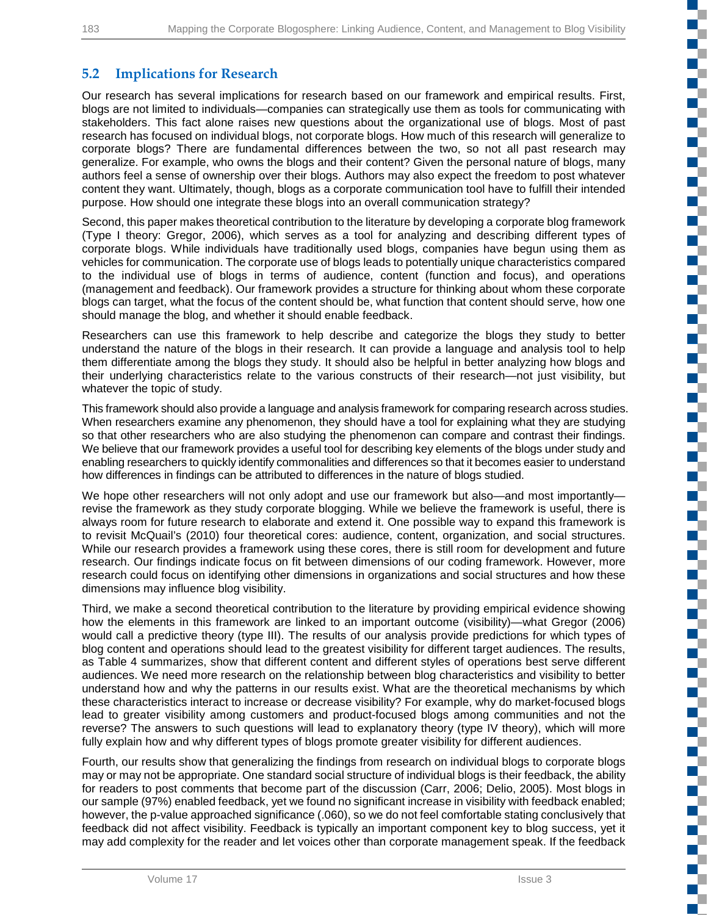## 5.2 Implications for Research

Our research has several implications for research based on our framework and empirical results. First, blogs are not limited to individuals—companies can strategically use them as tools for communicating with stakeholders. This fact alone raises new questions about the organizational use of blogs. Most of past research has focused on individual blogs, not corporate blogs. How much of this research will generalize to corporate blogs? There are fundamental differences between the two, so not all past research may generalize. For example, who owns the blogs and their content? Given the personal nature of blogs, many authors feel a sense of ownership over their blogs. Authors may also expect the freedom to post whatever content they want. Ultimately, though, blogs as a corporate communication tool have to fulfill their intended purpose. How should one integrate these blogs into an overall communication strategy?

Second, this paper makes theoretical contribution to the literature by developing a corporate blog framework (Type I theory: Gregor, 2006), which serves as a tool for analyzing and describing different types of corporate blogs. While individuals have traditionally used blogs, companies have begun using them as vehicles for communication. The corporate use of blogs leads to potentially unique characteristics compared to the individual use of blogs in terms of audience, content (function and focus), and operations (management and feedback). Our framework provides a structure for thinking about whom these corporate blogs can target, what the focus of the content should be, what function that content should serve, how one should manage the blog, and whether it should enable feedback.

Researchers can use this framework to help describe and categorize the blogs they study to better understand the nature of the blogs in their research. It can provide a language and analysis tool to help them differentiate among the blogs they study. It should also be helpful in better analyzing how blogs and their underlying characteristics relate to the various constructs of their research—not just visibility, but whatever the topic of study.

This framework should also provide a language and analysis framework for comparing research across studies. When researchers examine any phenomenon, they should have a tool for explaining what they are studying so that other researchers who are also studying the phenomenon can compare and contrast their findings. We believe that our framework provides a useful tool for describing key elements of the blogs under study and enabling researchers to quickly identify commonalities and differences so that it becomes easier to understand how differences in findings can be attributed to differences in the nature of blogs studied.

We hope other researchers will not only adopt and use our framework but also—and most importantly—revise the framework as they study corporate blogging. While we believe the framework is useful, there is always room for future research to elaborate and extend it. One possible way to expand this framework is to revisit McQuail's (2010) four theoretical cores: audience, content, organization, and social structures. While our research provides a framework using these cores, there is still room for development and future research. Our findings indicate focus on fit between dimensions of our coding framework. However, more research could focus on identifying other dimensions in organizations and social structures and how these dimensions may influence blog visibility.

Third, we make a second theoretical contribution to the literature by providing empirical evidence showing how the elements in this framework are linked to an important outcome (visibility)—what Gregor (2006) would call a predictive theory (type III). The results of our analysis provide predictions for which types of blog content and operations should lead to the greatest visibility for different target audiences. The results, as Table 4 summarizes, show that different content and different styles of operations best serve different audiences. We need more research on the relationship between blog characteristics and visibility to better understand how and why the patterns in our results exist. What are the theoretical mechanisms by which these characteristics interact to increase or decrease visibility? For example, why do market-focused blogs lead to greater visibility among customers and product-focused blogs among communities and not the reverse? The answers to such questions will lead to explanatory theory (type IV theory), which will more fully explain how and why different types of blogs promote greater visibility for different audiences.

Fourth, our results show that generalizing the findings from research on individual blogs to corporate blogs may or may not be appropriate. One standard social structure of individual blogs is their feedback, the ability for readers to post comments that become part of the discussion (Carr, 2006; Delio, 2005). Most blogs in our sample (97%) enabled feedback, yet we found no significant increase in visibility with feedback enabled; however, the p-value approached significance (.060), so we do not feel comfortable stating conclusively that feedback did not affect visibility. Feedback is typically an important component key to blog success, yet it may add complexity for the reader and let voices other than corporate management speak. If the feedback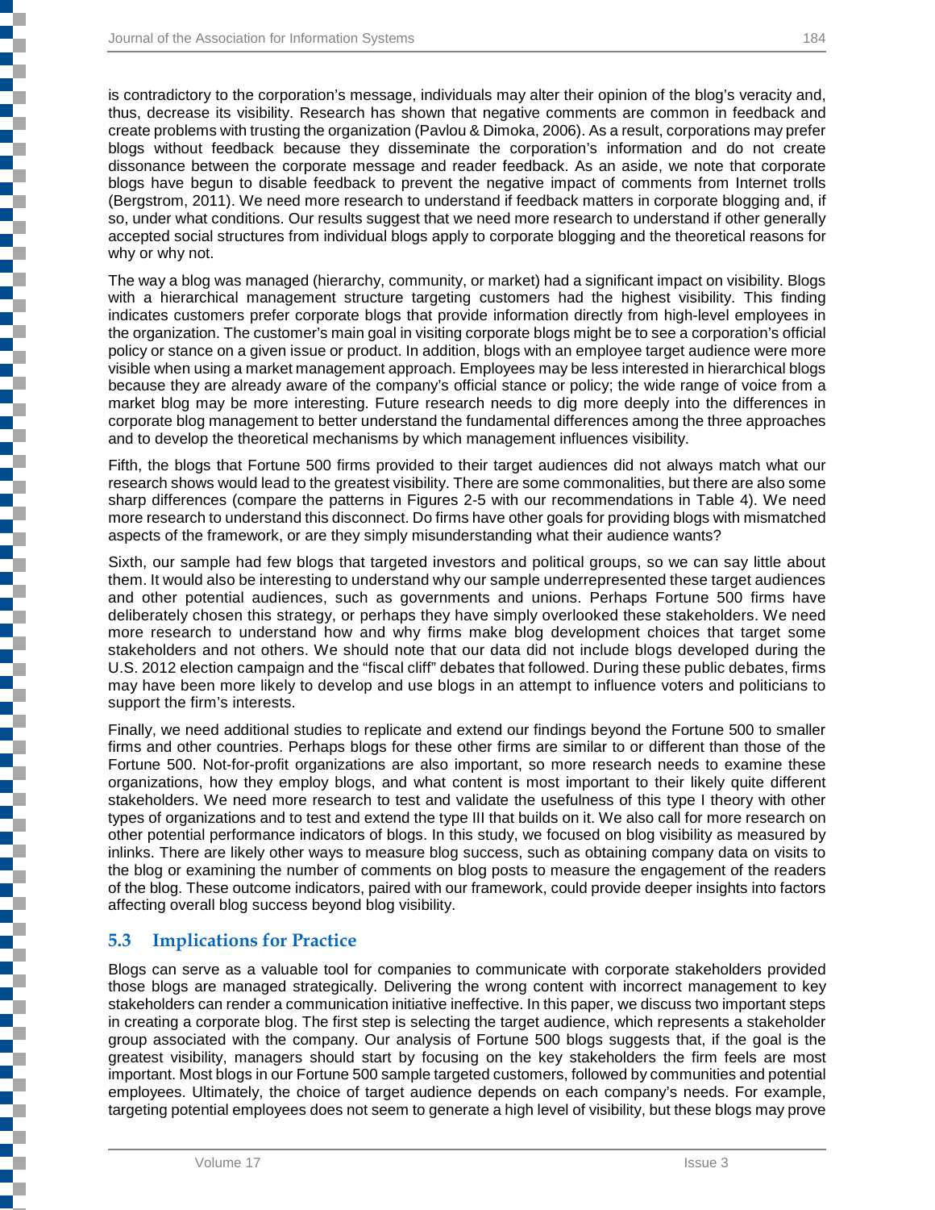is contradictory to the corporation's message, individuals may alter their opinion of the blog's veracity and, thus, decrease its visibility. Research has shown that negative comments are common in feedback and create problems with trusting the organization (Pavlou & Dimoka, 2006). As a result, corporations may prefer blogs without feedback because they disseminate the corporation's information and do not create dissonance between the corporate message and reader feedback. As an aside, we note that corporate blogs have begun to disable feedback to prevent the negative impact of comments from Internet trolls (Bergstrom, 2011). We need more research to understand if feedback matters in corporate blogging and, if so, under what conditions. Our results suggest that we need more research to understand if other generally accepted social structures from individual blogs apply to corporate blogging and the theoretical reasons for why or why not.

The way a blog was managed (hierarchy, community, or market) had a significant impact on visibility. Blogs with a hierarchical management structure targeting customers had the highest visibility. This finding indicates customers prefer corporate blogs that provide information directly from high-level employees in the organization. The customer's main goal in visiting corporate blogs might be to see a corporation's official policy or stance on a given issue or product. In addition, blogs with an employee target audience were more visible when using a market management approach. Employees may be less interested in hierarchical blogs because they are already aware of the company's official stance or policy; the wide range of voice from a market blog may be more interesting. Future research needs to dig more deeply into the differences in corporate blog management to better understand the fundamental differences among the three approaches and to develop the theoretical mechanisms by which management influences visibility.

Fifth, the blogs that Fortune 500 firms provided to their target audiences did not always match what our research shows would lead to the greatest visibility. There are some commonalities, but there are also some sharp differences (compare the patterns in Figures 2-5 with our recommendations in Table 4). We need more research to understand this disconnect. Do firms have other goals for providing blogs with mismatched aspects of the framework, or are they simply misunderstanding what their audience wants?

Sixth, our sample had few blogs that targeted investors and political groups, so we can say little about them. It would also be interesting to understand why our sample underrepresented these target audiences and other potential audiences, such as governments and unions. Perhaps Fortune 500 firms have deliberately chosen this strategy, or perhaps they have simply overlooked these stakeholders. We need more research to understand how and why firms make blog development choices that target some stakeholders and not others. We should note that our data did not include blogs developed during the U.S. 2012 election campaign and the "fiscal cliff" debates that followed. During these public debates, firms may have been more likely to develop and use blogs in an attempt to influence voters and politicians to support the firm's interests.

Finally, we need additional studies to replicate and extend our findings beyond the Fortune 500 to smaller firms and other countries. Perhaps blogs for these other firms are similar to or different than those of the Fortune 500. Not-for-profit organizations are also important, so more research needs to examine these organizations, how they employ blogs, and what content is most important to their likely quite different stakeholders. We need more research to test and validate the usefulness of this type I theory with other types of organizations and to test and extend the type III that builds on it. We also call for more research on other potential performance indicators of blogs. In this study, we focused on blog visibility as measured by inlinks. There are likely other ways to measure blog success, such as obtaining company data on visits to the blog or examining the number of comments on blog posts to measure the engagement of the readers of the blog. These outcome indicators, paired with our framework, could provide deeper insights into factors affecting overall blog success beyond blog visibility.

## 5.3 Implications for Practice

Blogs can serve as a valuable tool for companies to communicate with corporate stakeholders provided those blogs are managed strategically. Delivering the wrong content with incorrect management to key stakeholders can render a communication initiative ineffective. In this paper, we discuss two important steps in creating a corporate blog. The first step is selecting the target audience, which represents a stakeholder group associated with the company. Our analysis of Fortune 500 blogs suggests that, if the goal is the greatest visibility, managers should start by focusing on the key stakeholders the firm feels are most important. Most blogs in our Fortune 500 sample targeted customers, followed by communities and potential employees. Ultimately, the choice of target audience depends on each company's needs. For example, targeting potential employees does not seem to generate a high level of visibility, but these blogs may prove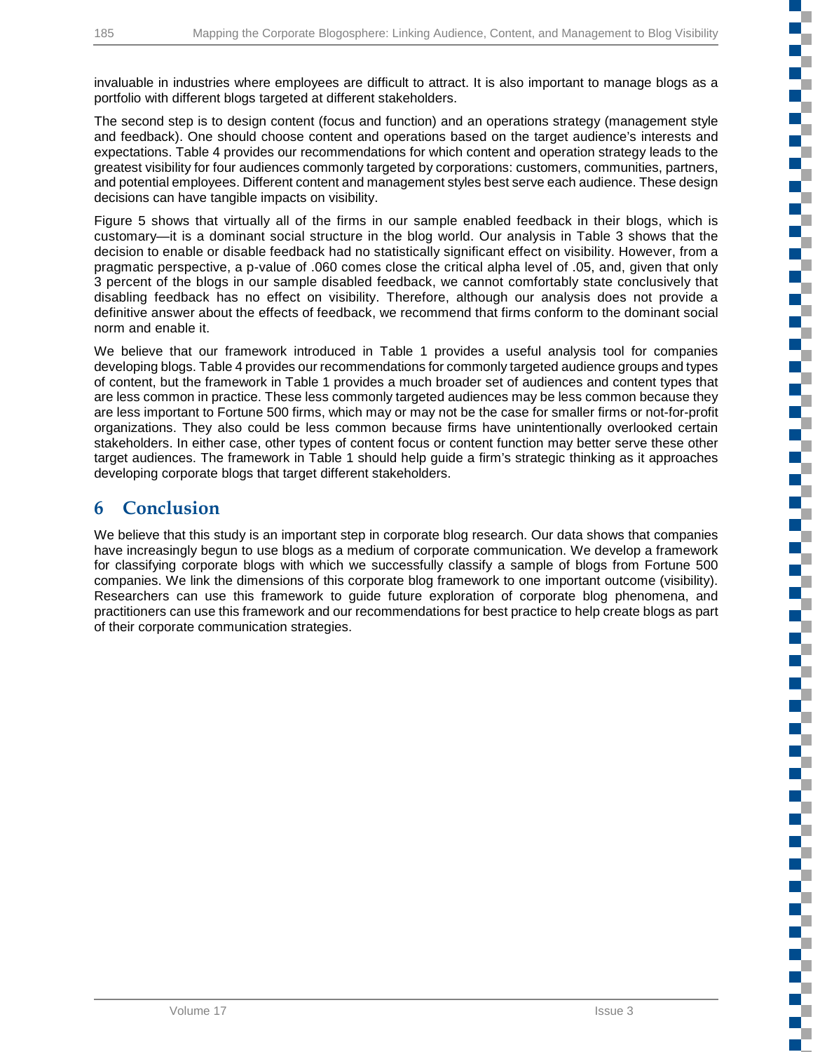invaluable in industries where employees are difficult to attract. It is also important to manage blogs as a portfolio with different blogs targeted at different stakeholders.

The second step is to design content (focus and function) and an operations strategy (management style and feedback). One should choose content and operations based on the target audience's interests and expectations. Table 4 provides our recommendations for which content and operation strategy leads to the greatest visibility for four audiences commonly targeted by corporations: customers, communities, partners, and potential employees. Different content and management styles best serve each audience. These design decisions can have tangible impacts on visibility.

Figure 5 shows that virtually all of the firms in our sample enabled feedback in their blogs, which is customary—it is a dominant social structure in the blog world. Our analysis in Table 3 shows that the decision to enable or disable feedback had no statistically significant effect on visibility. However, from a pragmatic perspective, a p-value of .060 comes close the critical alpha level of .05, and, given that only 3 percent of the blogs in our sample disabled feedback, we cannot comfortably state conclusively that disabling feedback has no effect on visibility. Therefore, although our analysis does not provide a definitive answer about the effects of feedback, we recommend that firms conform to the dominant social norm and enable it.

We believe that our framework introduced in Table 1 provides a useful analysis tool for companies developing blogs. Table 4 provides our recommendations for commonly targeted audience groups and types of content, but the framework in Table 1 provides a much broader set of audiences and content types that are less common in practice. These less commonly targeted audiences may be less common because they are less important to Fortune 500 firms, which may or may not be the case for smaller firms or not-for-profit organizations. They also could be less common because firms have unintentionally overlooked certain stakeholders. In either case, other types of content focus or content function may better serve these other target audiences. The framework in Table 1 should help guide a firm's strategic thinking as it approaches developing corporate blogs that target different stakeholders.

## 6 Conclusion

We believe that this study is an important step in corporate blog research. Our data shows that companies have increasingly begun to use blogs as a medium of corporate communication. We develop a framework for classifying corporate blogs with which we successfully classify a sample of blogs from Fortune 500 companies. We link the dimensions of this corporate blog framework to one important outcome (visibility). Researchers can use this framework to guide future exploration of corporate blog phenomena, and practitioners can use this framework and our recommendations for best practice to help create blogs as part of their corporate communication strategies.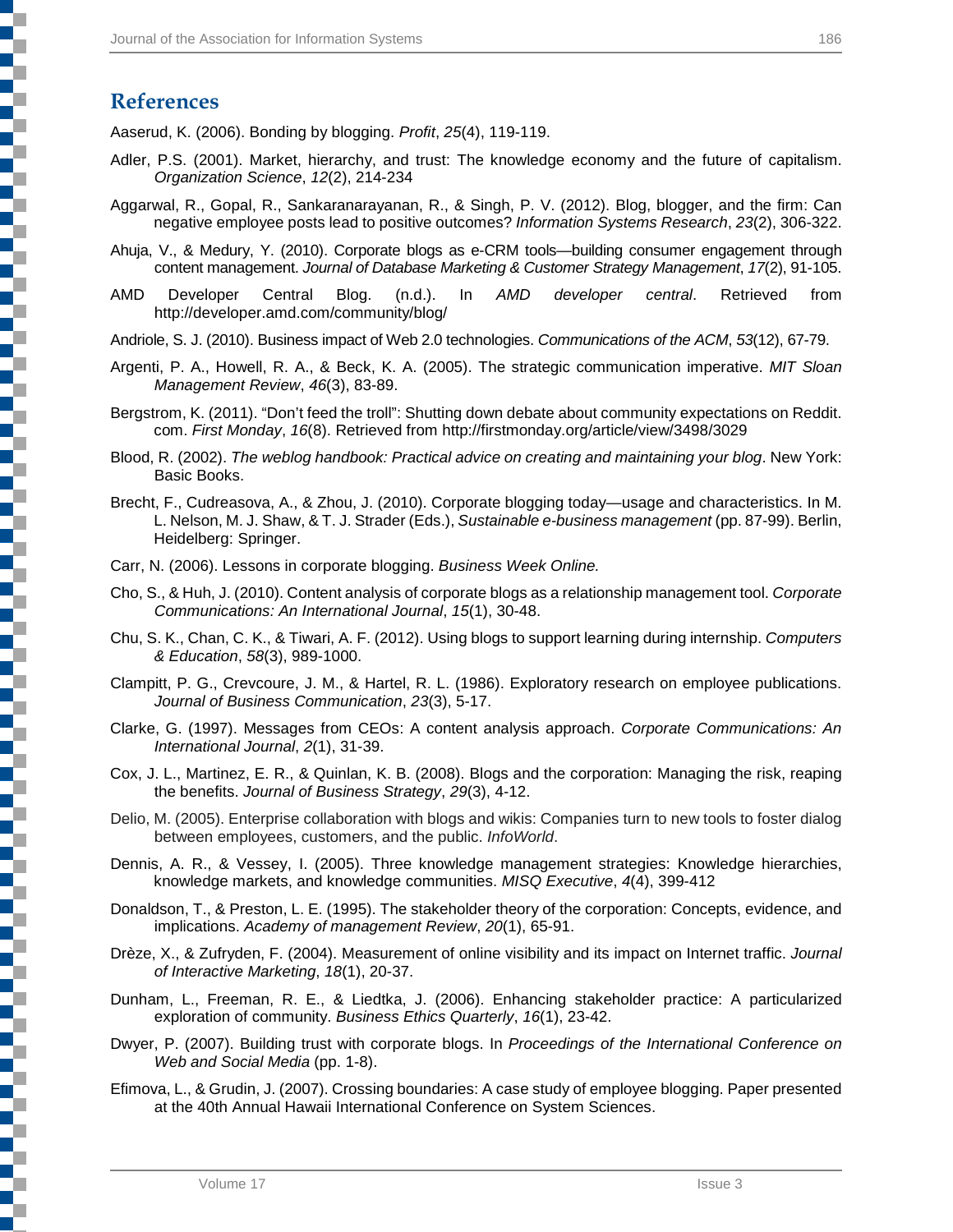## References

Aaserud, K. (2006). Bonding by blogging. *Profit*, *25*(4), 119-119.

Adler, P.S. (2001). Market, hierarchy, and trust: The knowledge economy and the future of capitalism. *Organization Science*, *12*(2), 214-234

Aggarwal, R., Gopal, R., Sankaranarayanan, R., & Singh, P. V. (2012). Blog, blogger, and the firm: Can negative employee posts lead to positive outcomes? *Information Systems Research*, *23*(2), 306-322.

Ahuja, V., & Medury, Y. (2010). Corporate blogs as e-CRM tools—building consumer engagement through content management. *Journal of Database Marketing & Customer Strategy Management*, *17*(2), 91-105.

AMD Developer Central Blog. (n.d.). In *AMD developer central*. Retrieved from http://developer.amd.com/community/blog/

Andriole, S. J. (2010). Business impact of Web 2.0 technologies. *Communications of the ACM*, *53*(12), 67-79.

Argenti, P. A., Howell, R. A., & Beck, K. A. (2005). The strategic communication imperative. *MIT Sloan Management Review*, *46*(3), 83-89.

Bergstrom, K. (2011). "Don't feed the troll": Shutting down debate about community expectations on Reddit. com. *First Monday*, *16*(8). Retrieved from http://firstmonday.org/article/view/3498/3029

Blood, R. (2002). *The weblog handbook: Practical advice on creating and maintaining your blog*. New York: Basic Books.

Brecht, F., Cudreasova, A., & Zhou, J. (2010). Corporate blogging today—usage and characteristics. In M. L. Nelson, M. J. Shaw, & T. J. Strader (Eds.), *Sustainable e-business management* (pp. 87-99). Berlin, Heidelberg: Springer.

Carr, N. (2006). Lessons in corporate blogging. *Business Week Online.*

Cho, S., & Huh, J. (2010). Content analysis of corporate blogs as a relationship management tool. *Corporate Communications: An International Journal*, *15*(1), 30-48.

Chu, S. K., Chan, C. K., & Tiwari, A. F. (2012). Using blogs to support learning during internship. *Computers & Education*, *58*(3), 989-1000.

Clampitt, P. G., Crevcoure, J. M., & Hartel, R. L. (1986). Exploratory research on employee publications. *Journal of Business Communication*, *23*(3), 5-17.

Clarke, G. (1997). Messages from CEOs: A content analysis approach. *Corporate Communications: An International Journal*, *2*(1), 31-39.

Cox, J. L., Martinez, E. R., & Quinlan, K. B. (2008). Blogs and the corporation: Managing the risk, reaping the benefits. *Journal of Business Strategy*, *29*(3), 4-12.

Delio, M. (2005). Enterprise collaboration with blogs and wikis: Companies turn to new tools to foster dialog between employees, customers, and the public. *InfoWorld*.

Dennis, A. R., & Vessey, I. (2005). Three knowledge management strategies: Knowledge hierarchies, knowledge markets, and knowledge communities. *MISQ Executive*, *4*(4), 399-412

Donaldson, T., & Preston, L. E. (1995). The stakeholder theory of the corporation: Concepts, evidence, and implications. *Academy of management Review*, *20*(1), 65-91.

Drèze, X., & Zufryden, F. (2004). Measurement of online visibility and its impact on Internet traffic. *Journal of Interactive Marketing*, *18*(1), 20-37.

Dunham, L., Freeman, R. E., & Liedtka, J. (2006). Enhancing stakeholder practice: A particularized exploration of community. *Business Ethics Quarterly*, *16*(1), 23-42.

Dwyer, P. (2007). Building trust with corporate blogs. In *Proceedings of the International Conference on Web and Social Media* (pp. 1-8).

Efimova, L., & Grudin, J. (2007). Crossing boundaries: A case study of employee blogging. Paper presented at the 40th Annual Hawaii International Conference on System Sciences.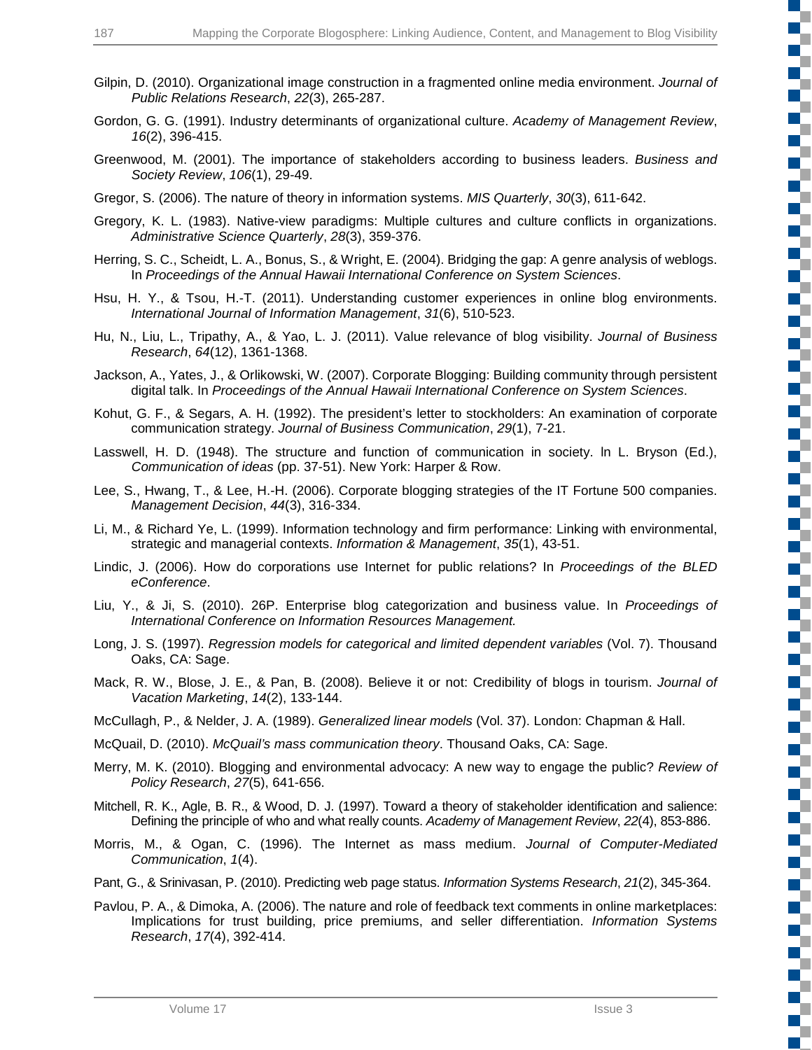Gilpin, D. (2010). Organizational image construction in a fragmented online media environment. *Journal of Public Relations Research*, *22*(3), 265-287.

Gordon, G. G. (1991). Industry determinants of organizational culture. *Academy of Management Review*, *16*(2), 396-415.

Greenwood, M. (2001). The importance of stakeholders according to business leaders. *Business and Society Review*, *106*(1), 29-49.

Gregor, S. (2006). The nature of theory in information systems. *MIS Quarterly*, *30*(3), 611-642.

Gregory, K. L. (1983). Native-view paradigms: Multiple cultures and culture conflicts in organizations. *Administrative Science Quarterly*, *28*(3), 359-376.

Herring, S. C., Scheidt, L. A., Bonus, S., & Wright, E. (2004). Bridging the gap: A genre analysis of weblogs. In *Proceedings of the Annual Hawaii International Conference on System Sciences*.

Hsu, H. Y., & Tsou, H.-T. (2011). Understanding customer experiences in online blog environments. *International Journal of Information Management*, *31*(6), 510-523.

Hu, N., Liu, L., Tripathy, A., & Yao, L. J. (2011). Value relevance of blog visibility. *Journal of Business Research*, *64*(12), 1361-1368.

Jackson, A., Yates, J., & Orlikowski, W. (2007). Corporate Blogging: Building community through persistent digital talk. In *Proceedings of the Annual Hawaii International Conference on System Sciences*.

Kohut, G. F., & Segars, A. H. (1992). The president's letter to stockholders: An examination of corporate communication strategy. *Journal of Business Communication*, *29*(1), 7-21.

Lasswell, H. D. (1948). The structure and function of communication in society. ln L. Bryson (Ed.), *Communication of ideas* (pp. 37-51). New York: Harper & Row.

Lee, S., Hwang, T., & Lee, H.-H. (2006). Corporate blogging strategies of the IT Fortune 500 companies. *Management Decision*, *44*(3), 316-334.

Li, M., & Richard Ye, L. (1999). Information technology and firm performance: Linking with environmental, strategic and managerial contexts. *Information & Management*, *35*(1), 43-51.

Lindic, J. (2006). How do corporations use Internet for public relations? In *Proceedings of the BLED eConference*.

Liu, Y., & Ji, S. (2010). 26P. Enterprise blog categorization and business value. In *Proceedings of International Conference on Information Resources Management.*

Long, J. S. (1997). *Regression models for categorical and limited dependent variables* (Vol. 7). Thousand Oaks, CA: Sage.

Mack, R. W., Blose, J. E., & Pan, B. (2008). Believe it or not: Credibility of blogs in tourism. *Journal of Vacation Marketing*, *14*(2), 133-144.

McCullagh, P., & Nelder, J. A. (1989). *Generalized linear models* (Vol. 37). London: Chapman & Hall.

McQuail, D. (2010). *McQuail's mass communication theory*. Thousand Oaks, CA: Sage.

Merry, M. K. (2010). Blogging and environmental advocacy: A new way to engage the public? *Review of Policy Research*, *27*(5), 641-656.

Mitchell, R. K., Agle, B. R., & Wood, D. J. (1997). Toward a theory of stakeholder identification and salience: Defining the principle of who and what really counts. *Academy of Management Review*, *22*(4), 853-886.

Morris, M., & Ogan, C. (1996). The Internet as mass medium. *Journal of Computer-Mediated Communication*, *1*(4).

Pant, G., & Srinivasan, P. (2010). Predicting web page status. *Information Systems Research*, *21*(2), 345-364.

Pavlou, P. A., & Dimoka, A. (2006). The nature and role of feedback text comments in online marketplaces: Implications for trust building, price premiums, and seller differentiation. *Information Systems Research*, *17*(4), 392-414.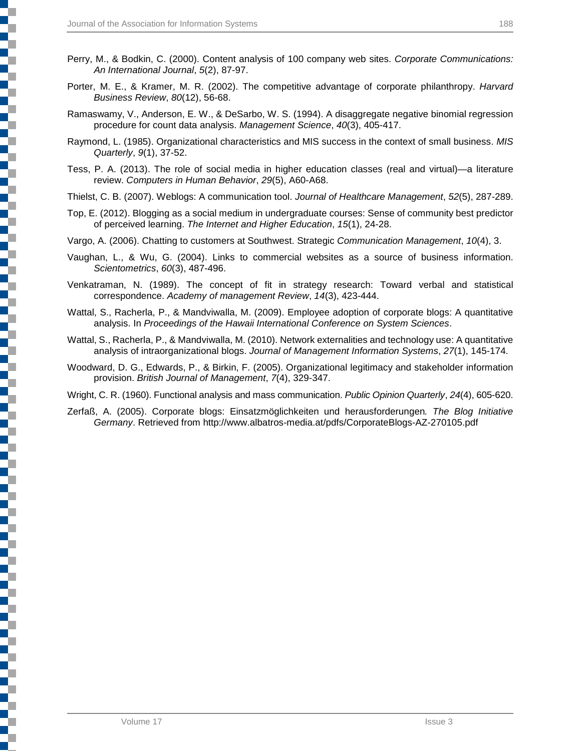Perry, M., & Bodkin, C. (2000). Content analysis of 100 company web sites. *Corporate Communications: An International Journal*, *5*(2), 87-97.

Porter, M. E., & Kramer, M. R. (2002). The competitive advantage of corporate philanthropy. *Harvard Business Review*, *80*(12), 56-68.

Ramaswamy, V., Anderson, E. W., & DeSarbo, W. S. (1994). A disaggregate negative binomial regression procedure for count data analysis. *Management Science*, *40*(3), 405-417.

Raymond, L. (1985). Organizational characteristics and MIS success in the context of small business. *MIS Quarterly*, *9*(1), 37-52.

Tess, P. A. (2013). The role of social media in higher education classes (real and virtual)—a literature review. *Computers in Human Behavior*, *29*(5), A60-A68.

Thielst, C. B. (2007). Weblogs: A communication tool. *Journal of Healthcare Management*, *52*(5), 287-289.

Top, E. (2012). Blogging as a social medium in undergraduate courses: Sense of community best predictor of perceived learning. *The Internet and Higher Education*, *15*(1), 24-28.

Vargo, A. (2006). Chatting to customers at Southwest. Strategic *Communication Management*, *10*(4), 3.

Vaughan, L., & Wu, G. (2004). Links to commercial websites as a source of business information. *Scientometrics*, *60*(3), 487-496.

Venkatraman, N. (1989). The concept of fit in strategy research: Toward verbal and statistical correspondence. *Academy of management Review*, *14*(3), 423-444.

Wattal, S., Racherla, P., & Mandviwalla, M. (2009). Employee adoption of corporate blogs: A quantitative analysis. In *Proceedings of the Hawaii International Conference on System Sciences*.

Wattal, S., Racherla, P., & Mandviwalla, M. (2010). Network externalities and technology use: A quantitative analysis of intraorganizational blogs. *Journal of Management Information Systems*, *27*(1), 145-174.

Woodward, D. G., Edwards, P., & Birkin, F. (2005). Organizational legitimacy and stakeholder information provision. *British Journal of Management*, *7*(4), 329-347.

Wright, C. R. (1960). Functional analysis and mass communication. *Public Opinion Quarterly*, *24*(4), 605-620.

Zerfaß, A. (2005). Corporate blogs: Einsatzmöglichkeiten und herausforderungen. *The Blog Initiative Germany*. Retrieved from http://www.albatros-media.at/pdfs/CorporateBlogs-AZ-270105.pdf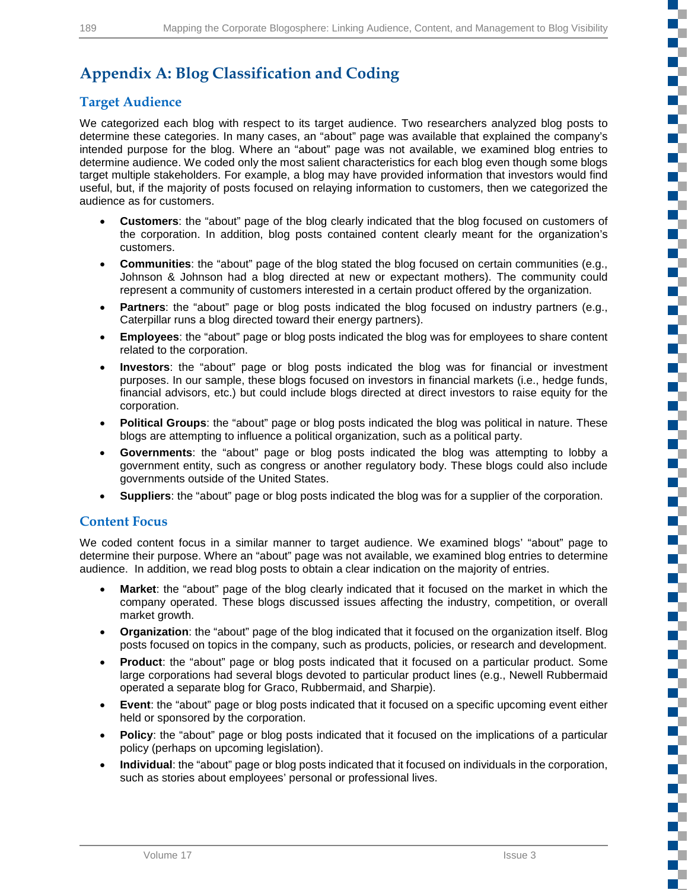# Appendix A: Blog Classification and Coding

## Target Audience

We categorized each blog with respect to its target audience. Two researchers analyzed blog posts to determine these categories. In many cases, an "about" page was available that explained the company's intended purpose for the blog. Where an "about" page was not available, we examined blog entries to determine audience. We coded only the most salient characteristics for each blog even though some blogs target multiple stakeholders. For example, a blog may have provided information that investors would find useful, but, if the majority of posts focused on relaying information to customers, then we categorized the audience as for customers.

- **Customers**: the "about" page of the blog clearly indicated that the blog focused on customers of the corporation. In addition, blog posts contained content clearly meant for the organization's customers.
- **Communities**: the "about" page of the blog stated the blog focused on certain communities (e.g., Johnson & Johnson had a blog directed at new or expectant mothers). The community could represent a community of customers interested in a certain product offered by the organization.
- **Partners**: the "about" page or blog posts indicated the blog focused on industry partners (e.g., Caterpillar runs a blog directed toward their energy partners).
- **Employees**: the "about" page or blog posts indicated the blog was for employees to share content related to the corporation.
- **Investors**: the "about" page or blog posts indicated the blog was for financial or investment purposes. In our sample, these blogs focused on investors in financial markets (i.e., hedge funds, financial advisors, etc.) but could include blogs directed at direct investors to raise equity for the corporation.
- **Political Groups**: the "about" page or blog posts indicated the blog was political in nature. These blogs are attempting to influence a political organization, such as a political party.
- **Governments**: the "about" page or blog posts indicated the blog was attempting to lobby a government entity, such as congress or another regulatory body. These blogs could also include governments outside of the United States.
- **Suppliers**: the "about" page or blog posts indicated the blog was for a supplier of the corporation.

## Content Focus

We coded content focus in a similar manner to target audience. We examined blogs' "about" page to determine their purpose. Where an "about" page was not available, we examined blog entries to determine audience. In addition, we read blog posts to obtain a clear indication on the majority of entries.

- **Market**: the "about" page of the blog clearly indicated that it focused on the market in which the company operated. These blogs discussed issues affecting the industry, competition, or overall market growth.
- **Organization**: the "about" page of the blog indicated that it focused on the organization itself. Blog posts focused on topics in the company, such as products, policies, or research and development.
- **Product**: the "about" page or blog posts indicated that it focused on a particular product. Some large corporations had several blogs devoted to particular product lines (e.g., Newell Rubbermaid operated a separate blog for Graco, Rubbermaid, and Sharpie).
- **Event**: the "about" page or blog posts indicated that it focused on a specific upcoming event either held or sponsored by the corporation.
- **Policy**: the "about" page or blog posts indicated that it focused on the implications of a particular policy (perhaps on upcoming legislation).
- **Individual**: the "about" page or blog posts indicated that it focused on individuals in the corporation, such as stories about employees' personal or professional lives.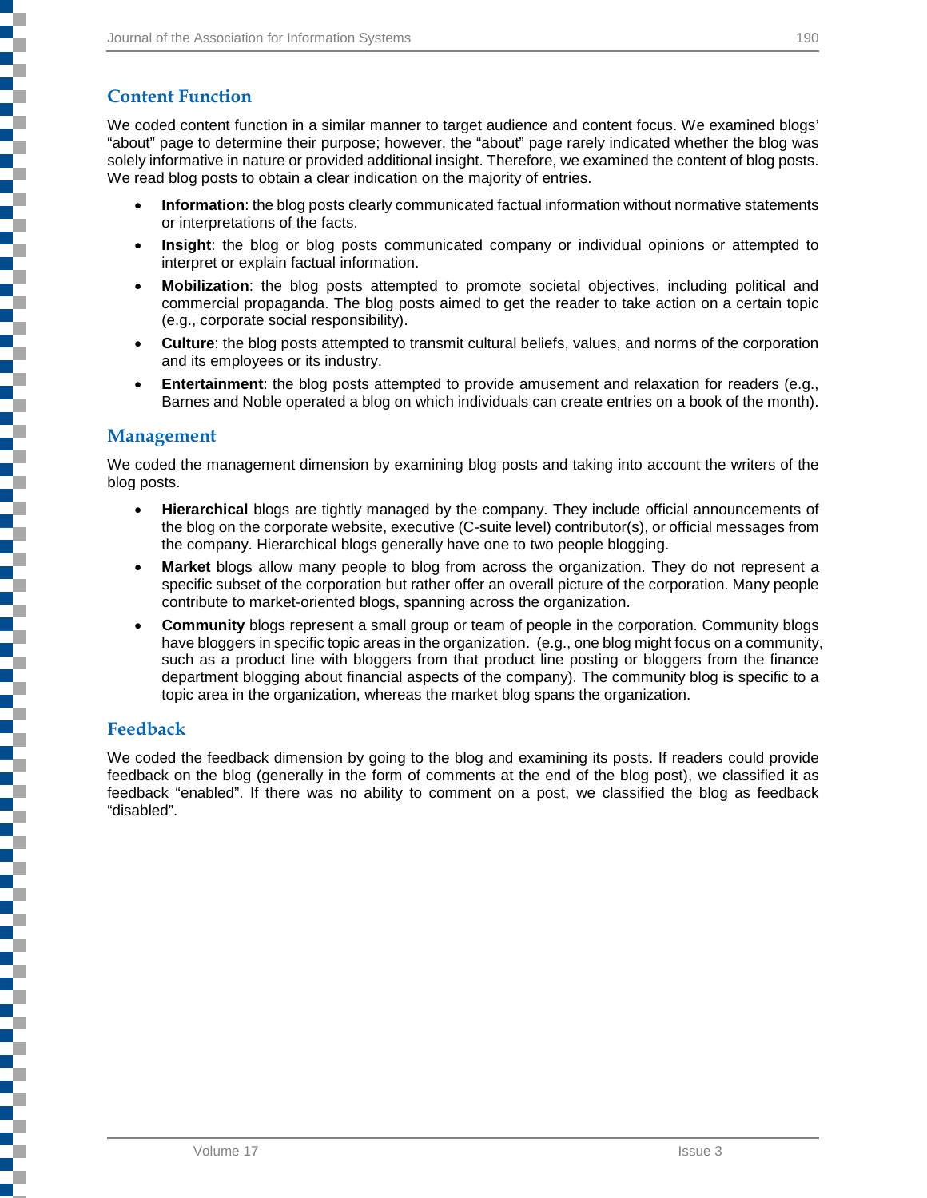## Content Function

We coded content function in a similar manner to target audience and content focus. We examined blogs' "about" page to determine their purpose; however, the "about" page rarely indicated whether the blog was solely informative in nature or provided additional insight. Therefore, we examined the content of blog posts. We read blog posts to obtain a clear indication on the majority of entries.

- **Information**: the blog posts clearly communicated factual information without normative statements or interpretations of the facts.
- **Insight**: the blog or blog posts communicated company or individual opinions or attempted to interpret or explain factual information.
- **Mobilization**: the blog posts attempted to promote societal objectives, including political and commercial propaganda. The blog posts aimed to get the reader to take action on a certain topic (e.g., corporate social responsibility).
- **Culture**: the blog posts attempted to transmit cultural beliefs, values, and norms of the corporation and its employees or its industry.
- **Entertainment**: the blog posts attempted to provide amusement and relaxation for readers (e.g., Barnes and Noble operated a blog on which individuals can create entries on a book of the month).

## Management

We coded the management dimension by examining blog posts and taking into account the writers of the blog posts.

- **Hierarchical** blogs are tightly managed by the company. They include official announcements of the blog on the corporate website, executive (C-suite level) contributor(s), or official messages from the company. Hierarchical blogs generally have one to two people blogging.
- **Market** blogs allow many people to blog from across the organization. They do not represent a specific subset of the corporation but rather offer an overall picture of the corporation. Many people contribute to market-oriented blogs, spanning across the organization.
- **Community** blogs represent a small group or team of people in the corporation. Community blogs have bloggers in specific topic areas in the organization. (e.g., one blog might focus on a community, such as a product line with bloggers from that product line posting or bloggers from the finance department blogging about financial aspects of the company). The community blog is specific to a topic area in the organization, whereas the market blog spans the organization.

## Feedback

We coded the feedback dimension by going to the blog and examining its posts. If readers could provide feedback on the blog (generally in the form of comments at the end of the blog post), we classified it as feedback "enabled". If there was no ability to comment on a post, we classified the blog as feedback "disabled".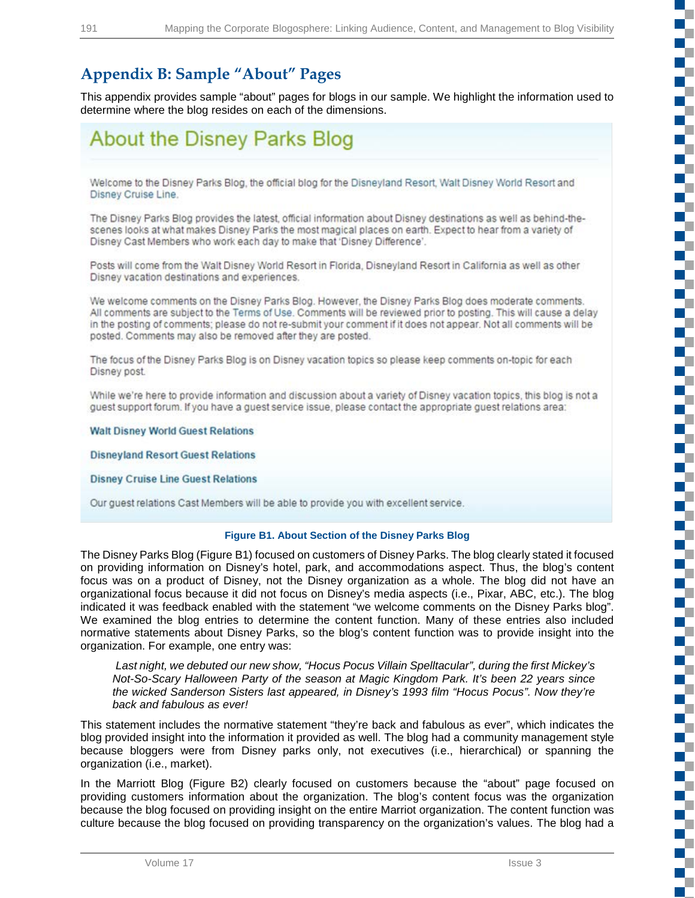## Appendix B: Sample "About" Pages

This appendix provides sample "about" pages for blogs in our sample. We highlight the information used to determine where the blog resides on each of the dimensions.

### About the Disney Parks Blog

Welcome to the Disney Parks Blog, the official blog for the Disneyland Resort, Walt Disney World Resort and Disney Cruise Line.

The Disney Parks Blog provides the latest, official information about Disney destinations as well as behind-the-scenes looks at what makes Disney Parks the most magical places on earth. Expect to hear from a variety of Disney Cast Members who work each day to make that 'Disney Difference'.

Posts will come from the Walt Disney World Resort in Florida, Disneyland Resort in California as well as other Disney vacation destinations and experiences.

We welcome comments on the Disney Parks Blog. However, the Disney Parks Blog does moderate comments. All comments are subject to the Terms of Use. Comments will be reviewed prior to posting. This will cause a delay in the posting of comments; please do not re-submit your comment if it does not appear. Not all comments will be posted. Comments may also be removed after they are posted.

The focus of the Disney Parks Blog is on Disney vacation topics so please keep comments on-topic for each Disney post.

While we're here to provide information and discussion about a variety of Disney vacation topics, this blog is not a guest support forum. If you have a guest service issue, please contact the appropriate guest relations area:

**Walt Disney World Guest Relations**

**Disneyland Resort Guest Relations**

**Disney Cruise Line Guest Relations**

Our guest relations Cast Members will be able to provide you with excellent service.

**Figure B1. About Section of the Disney Parks Blog**

The Disney Parks Blog (Figure B1) focused on customers of Disney Parks. The blog clearly stated it focused on providing information on Disney's hotel, park, and accommodations aspect. Thus, the blog's content focus was on a product of Disney, not the Disney organization as a whole. The blog did not have an organizational focus because it did not focus on Disney's media aspects (i.e., Pixar, ABC, etc.). The blog indicated it was feedback enabled with the statement "we welcome comments on the Disney Parks blog". We examined the blog entries to determine the content function. Many of these entries also included normative statements about Disney Parks, so the blog's content function was to provide insight into the organization. For example, one entry was:

> *Last night, we debuted our new show, "Hocus Pocus Villain Spelltacular", during the first Mickey's Not-So-Scary Halloween Party of the season at Magic Kingdom Park. It's been 22 years since the wicked Sanderson Sisters last appeared, in Disney's 1993 film "Hocus Pocus". Now they're back and fabulous as ever!*

This statement includes the normative statement "they're back and fabulous as ever", which indicates the blog provided insight into the information it provided as well. The blog had a community management style because bloggers were from Disney parks only, not executives (i.e., hierarchical) or spanning the organization (i.e., market).

In the Marriott Blog (Figure B2) clearly focused on customers because the "about" page focused on providing customers information about the organization. The blog's content focus was the organization because the blog focused on providing insight on the entire Marriot organization. The content function was culture because the blog focused on providing transparency on the organization's values. The blog had a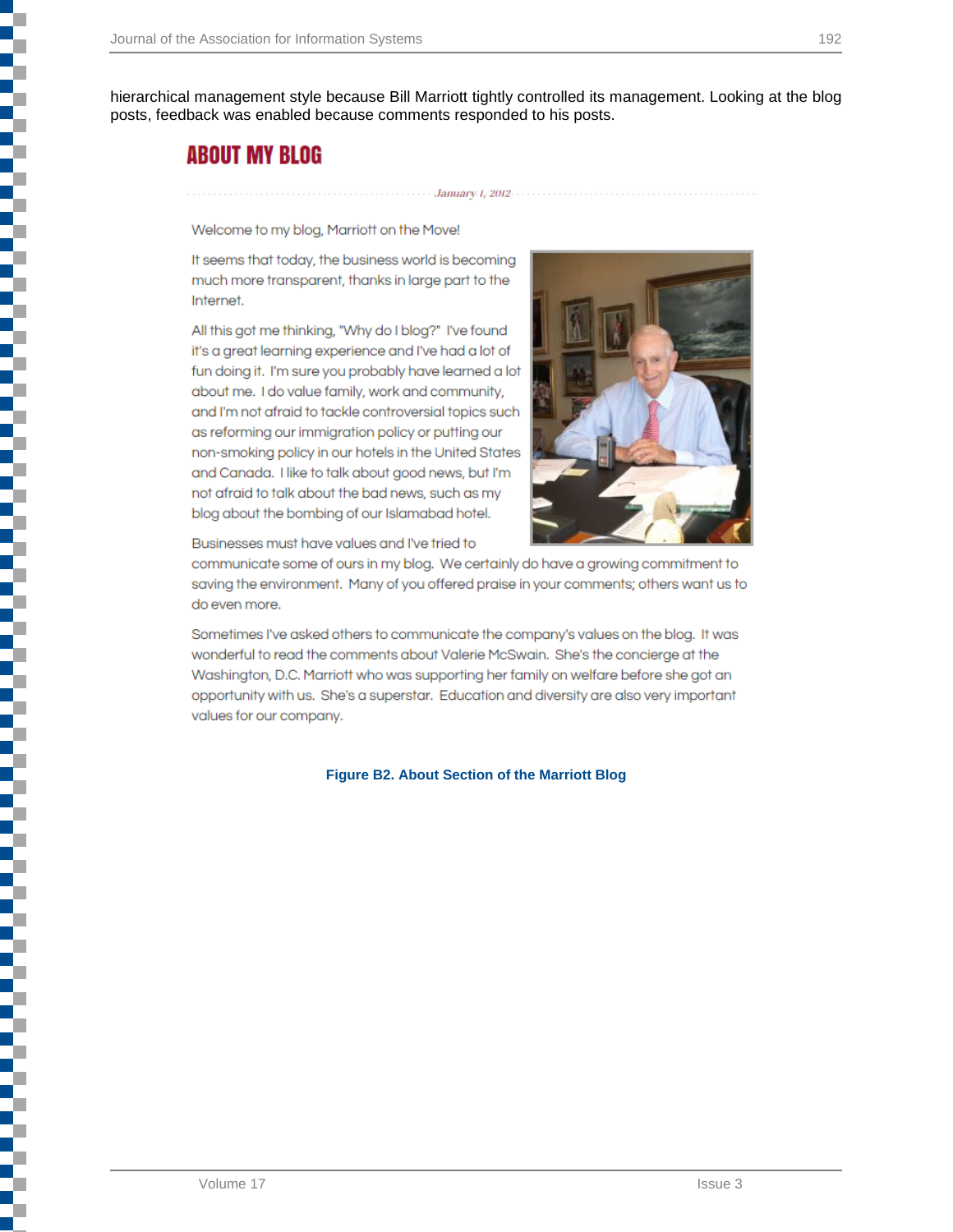hierarchical management style because Bill Marriott tightly controlled its management. Looking at the blog posts, feedback was enabled because comments responded to his posts.

## ABOUT MY BLOG

*January 1, 2012*

Welcome to my blog, Marriott on the Move!

It seems that today, the business world is becoming much more transparent, thanks in large part to the Internet.

All this got me thinking, "Why do I blog?" I've found it's a great learning experience and I've had a lot of fun doing it. I'm sure you probably have learned a lot about me. I do value family, work and community, and I'm not afraid to tackle controversial topics such as reforming our immigration policy or putting our non-smoking policy in our hotels in the United States and Canada. I like to talk about good news, but I'm not afraid to talk about the bad news, such as my blog about the bombing of our Islamabad hotel.

Businesses must have values and I've tried to communicate some of ours in my blog. We certainly do have a growing commitment to saving the environment. Many of you offered praise in your comments; others want us to do even more.

Sometimes I've asked others to communicate the company's values on the blog. It was wonderful to read the comments about Valerie McSwain. She's the concierge at the Washington, D.C. Marriott who was supporting her family on welfare before she got an opportunity with us. She's a superstar. Education and diversity are also very important values for our company.

**Figure B2. About Section of the Marriott Blog**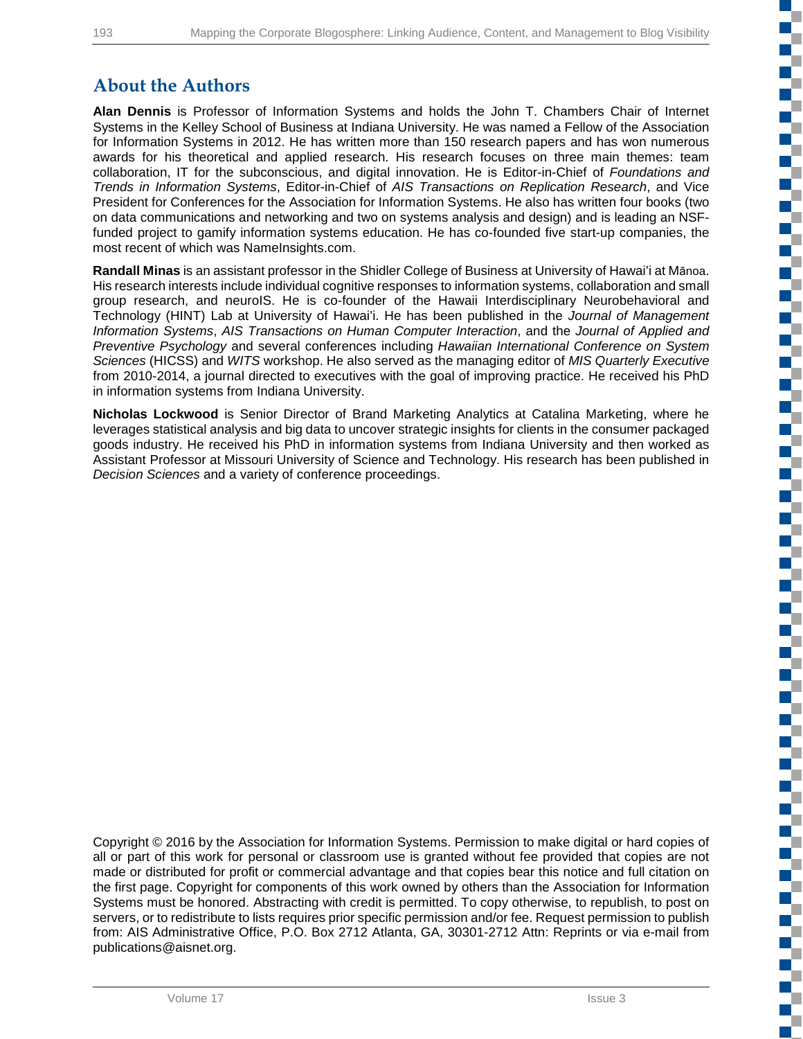## About the Authors

**Alan Dennis** is Professor of Information Systems and holds the John T. Chambers Chair of Internet Systems in the Kelley School of Business at Indiana University. He was named a Fellow of the Association for Information Systems in 2012. He has written more than 150 research papers and has won numerous awards for his theoretical and applied research. His research focuses on three main themes: team collaboration, IT for the subconscious, and digital innovation. He is Editor-in-Chief of *Foundations and Trends in Information Systems*, Editor-in-Chief of *AIS Transactions on Replication Research*, and Vice President for Conferences for the Association for Information Systems. He also has written four books (two on data communications and networking and two on systems analysis and design) and is leading an NSF-funded project to gamify information systems education. He has co-founded five start-up companies, the most recent of which was NameInsights.com.

**Randall Minas** is an assistant professor in the Shidler College of Business at University of Hawai'i at Mānoa. His research interests include individual cognitive responses to information systems, collaboration and small group research, and neuroIS. He is co-founder of the Hawaii Interdisciplinary Neurobehavioral and Technology (HINT) Lab at University of Hawai'i. He has been published in the *Journal of Management Information Systems*, *AIS Transactions on Human Computer Interaction*, and the *Journal of Applied and Preventive Psychology* and several conferences including *Hawaiian International Conference on System Sciences* (HICSS) and *WITS* workshop. He also served as the managing editor of *MIS Quarterly Executive* from 2010-2014, a journal directed to executives with the goal of improving practice. He received his PhD in information systems from Indiana University.

**Nicholas Lockwood** is Senior Director of Brand Marketing Analytics at Catalina Marketing, where he leverages statistical analysis and big data to uncover strategic insights for clients in the consumer packaged goods industry. He received his PhD in information systems from Indiana University and then worked as Assistant Professor at Missouri University of Science and Technology. His research has been published in *Decision Sciences* and a variety of conference proceedings.

Copyright © 2016 by the Association for Information Systems. Permission to make digital or hard copies of all or part of this work for personal or classroom use is granted without fee provided that copies are not made or distributed for profit or commercial advantage and that copies bear this notice and full citation on the first page. Copyright for components of this work owned by others than the Association for Information Systems must be honored. Abstracting with credit is permitted. To copy otherwise, to republish, to post on servers, or to redistribute to lists requires prior specific permission and/or fee. Request permission to publish from: AIS Administrative Office, P.O. Box 2712 Atlanta, GA, 30301-2712 Attn: Reprints or via e-mail from publications@aisnet.org.